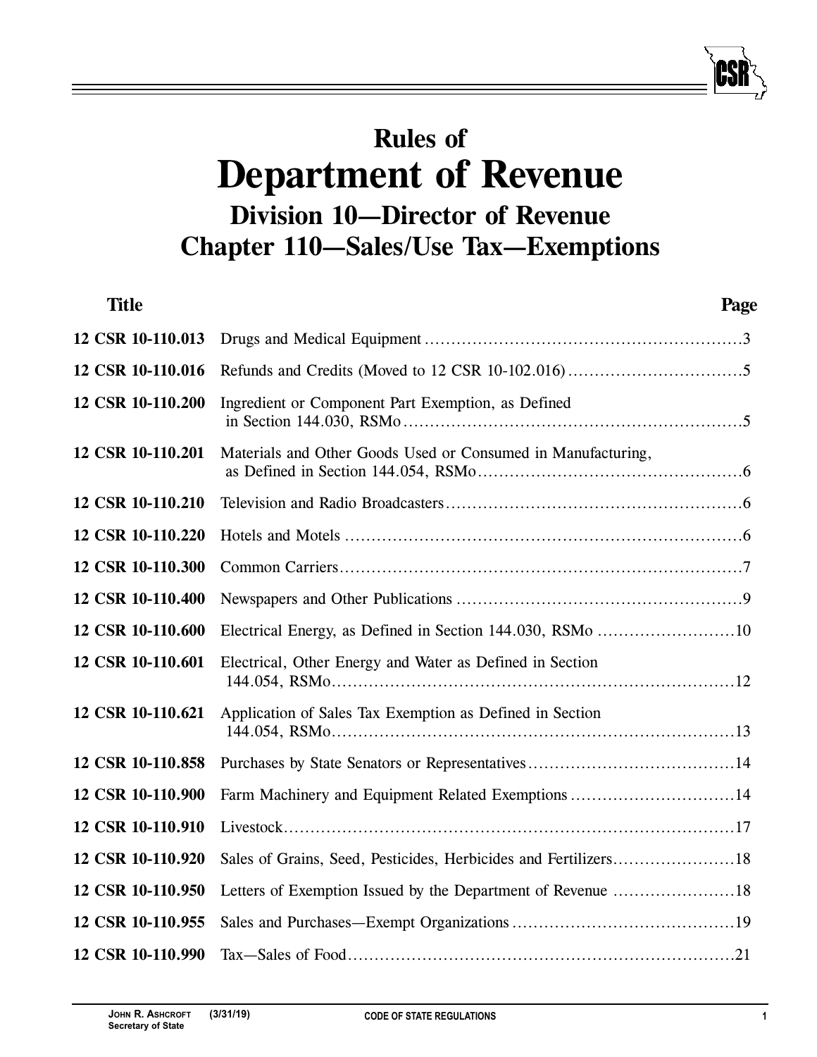# Rules of
# Department of Revenue
## Division 10—Director of Revenue
## Chapter 110—Sales/Use Tax—Exemptions

| Title | | Page |
|---|---|---|
| 12 CSR 10-110.013 | Drugs and Medical Equipment | 3 |
| 12 CSR 10-110.016 | Refunds and Credits (Moved to 12 CSR 10-102.016) | 5 |
| 12 CSR 10-110.200 | Ingredient or Component Part Exemption, as Defined in Section 144.030, RSMo | 5 |
| 12 CSR 10-110.201 | Materials and Other Goods Used or Consumed in Manufacturing, as Defined in Section 144.054, RSMo | 6 |
| 12 CSR 10-110.210 | Television and Radio Broadcasters | 6 |
| 12 CSR 10-110.220 | Hotels and Motels | 6 |
| 12 CSR 10-110.300 | Common Carriers | 7 |
| 12 CSR 10-110.400 | Newspapers and Other Publications | 9 |
| 12 CSR 10-110.600 | Electrical Energy, as Defined in Section 144.030, RSMo | 10 |
| 12 CSR 10-110.601 | Electrical, Other Energy and Water as Defined in Section 144.054, RSMo | 12 |
| 12 CSR 10-110.621 | Application of Sales Tax Exemption as Defined in Section 144.054, RSMo | 13 |
| 12 CSR 10-110.858 | Purchases by State Senators or Representatives | 14 |
| 12 CSR 10-110.900 | Farm Machinery and Equipment Related Exemptions | 14 |
| 12 CSR 10-110.910 | Livestock | 17 |
| 12 CSR 10-110.920 | Sales of Grains, Seed, Pesticides, Herbicides and Fertilizers | 18 |
| 12 CSR 10-110.950 | Letters of Exemption Issued by the Department of Revenue | 18 |
| 12 CSR 10-110.955 | Sales and Purchases—Exempt Organizations | 19 |
| 12 CSR 10-110.990 | Tax—Sales of Food | 21 |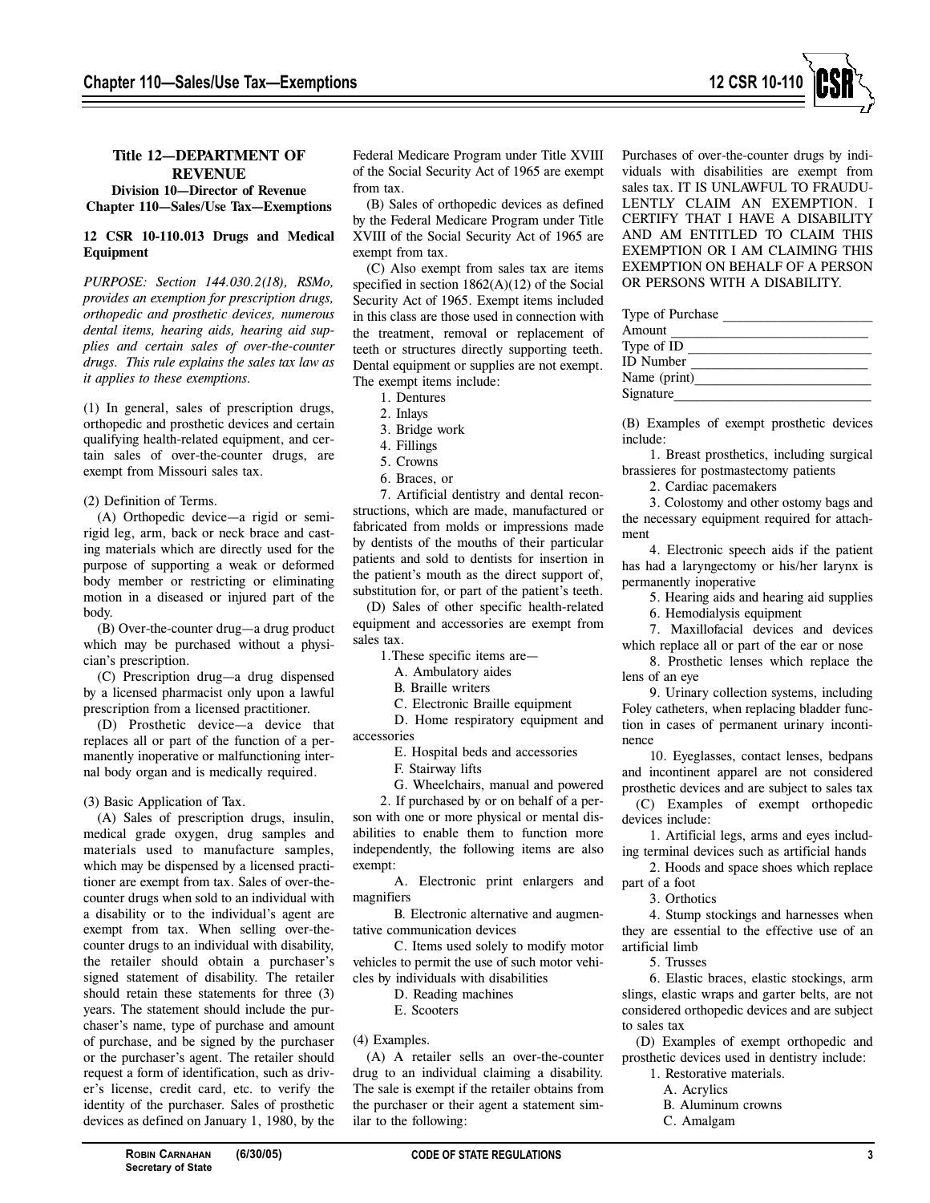**Title 12—DEPARTMENT OF REVENUE**
**Division 10—Director of Revenue**
**Chapter 110—Sales/Use Tax—Exemptions**

**12 CSR 10-110.013 Drugs and Medical Equipment**

*PURPOSE: Section 144.030.2(18), RSMo, provides an exemption for prescription drugs, orthopedic and prosthetic devices, numerous dental items, hearing aids, hearing aid supplies and certain sales of over-the-counter drugs. This rule explains the sales tax law as it applies to these exemptions.*

(1) In general, sales of prescription drugs, orthopedic and prosthetic devices and certain qualifying health-related equipment, and certain sales of over-the-counter drugs, are exempt from Missouri sales tax.

(2) Definition of Terms.

(A) Orthopedic device—a rigid or semi-rigid leg, arm, back or neck brace and casting materials which are directly used for the purpose of supporting a weak or deformed body member or restricting or eliminating motion in a diseased or injured part of the body.

(B) Over-the-counter drug—a drug product which may be purchased without a physician's prescription.

(C) Prescription drug—a drug dispensed by a licensed pharmacist only upon a lawful prescription from a licensed practitioner.

(D) Prosthetic device—a device that replaces all or part of the function of a permanently inoperative or malfunctioning internal body organ and is medically required.

(3) Basic Application of Tax.

(A) Sales of prescription drugs, insulin, medical grade oxygen, drug samples and materials used to manufacture samples, which may be dispensed by a licensed practitioner are exempt from tax. Sales of over-the-counter drugs when sold to an individual with a disability or to the individual's agent are exempt from tax. When selling over-the-counter drugs to an individual with disability, the retailer should obtain a purchaser's signed statement of disability. The retailer should retain these statements for three (3) years. The statement should include the purchaser's name, type of purchase and amount of purchase, and be signed by the purchaser or the purchaser's agent. The retailer should request a form of identification, such as driver's license, credit card, etc. to verify the identity of the purchaser. Sales of prosthetic devices as defined on January 1, 1980, by the Federal Medicare Program under Title XVIII of the Social Security Act of 1965 are exempt from tax.

(B) Sales of orthopedic devices as defined by the Federal Medicare Program under Title XVIII of the Social Security Act of 1965 are exempt from tax.

(C) Also exempt from sales tax are items specified in section 1862(A)(12) of the Social Security Act of 1965. Exempt items included in this class are those used in connection with the treatment, removal or replacement of teeth or structures directly supporting teeth. Dental equipment or supplies are not exempt. The exempt items include:

1. Dentures
2. Inlays
3. Bridge work
4. Fillings
5. Crowns
6. Braces, or
7. Artificial dentistry and dental reconstructions, which are made, manufactured or fabricated from molds or impressions made by dentists of the mouths of their particular patients and sold to dentists for insertion in the patient's mouth as the direct support of, substitution for, or part of the patient's teeth.

(D) Sales of other specific health-related equipment and accessories are exempt from sales tax.

1. These specific items are—
   A. Ambulatory aides
   B. Braille writers
   C. Electronic Braille equipment
   D. Home respiratory equipment and accessories
   E. Hospital beds and accessories
   F. Stairway lifts
   G. Wheelchairs, manual and powered
2. If purchased by or on behalf of a person with one or more physical or mental disabilities to enable them to function more independently, the following items are also exempt:
   A. Electronic print enlargers and magnifiers
   B. Electronic alternative and augmentative communication devices
   C. Items used solely to modify motor vehicles to permit the use of such motor vehicles by individuals with disabilities
   D. Reading machines
   E. Scooters

(4) Examples.

(A) A retailer sells an over-the-counter drug to an individual claiming a disability. The sale is exempt if the retailer obtains from the purchaser or their agent a statement similar to the following:

Purchases of over-the-counter drugs by individuals with disabilities are exempt from sales tax. IT IS UNLAWFUL TO FRAUDULENTLY CLAIM AN EXEMPTION. I CERTIFY THAT I HAVE A DISABILITY AND AM ENTITLED TO CLAIM THIS EXEMPTION OR I AM CLAIMING THIS EXEMPTION ON BEHALF OF A PERSON OR PERSONS WITH A DISABILITY.

Type of Purchase ____________________
Amount ____________________
Type of ID ____________________
ID Number ____________________
Name (print)____________________
Signature____________________

(B) Examples of exempt prosthetic devices include:

1. Breast prosthetics, including surgical brassieres for postmastectomy patients
2. Cardiac pacemakers
3. Colostomy and other ostomy bags and the necessary equipment required for attachment
4. Electronic speech aids if the patient has had a laryngectomy or his/her larynx is permanently inoperative
5. Hearing aids and hearing aid supplies
6. Hemodialysis equipment
7. Maxillofacial devices and devices which replace all or part of the ear or nose
8. Prosthetic lenses which replace the lens of an eye
9. Urinary collection systems, including Foley catheters, when replacing bladder function in cases of permanent urinary incontinence
10. Eyeglasses, contact lenses, bedpans and incontinent apparel are not considered prosthetic devices and are subject to sales tax

(C) Examples of exempt orthopedic devices include:

1. Artificial legs, arms and eyes including terminal devices such as artificial hands
2. Hoods and space shoes which replace part of a foot
3. Orthotics
4. Stump stockings and harnesses when they are essential to the effective use of an artificial limb
5. Trusses
6. Elastic braces, elastic stockings, arm slings, elastic wraps and garter belts, are not considered orthopedic devices and are subject to sales tax

(D) Examples of exempt orthopedic and prosthetic devices used in dentistry include:

1. Restorative materials.
   A. Acrylics
   B. Aluminum crowns
   C. Amalgam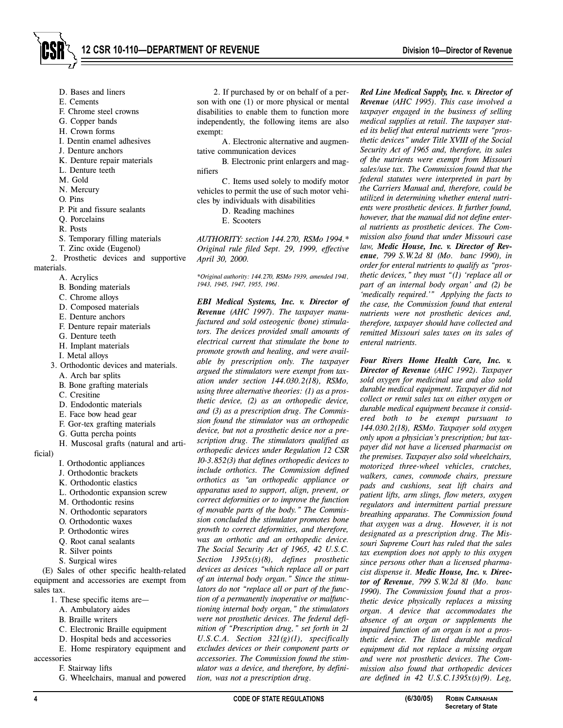D. Bases and liners
E. Cements
F. Chrome steel crowns
G. Copper bands
H. Crown forms
I. Dentin enamel adhesives
J. Denture anchors
K. Denture repair materials
L. Denture teeth
M. Gold
N. Mercury
O. Pins
P. Pit and fissure sealants
Q. Porcelains
R. Posts
S. Temporary filling materials
T. Zinc oxide (Eugenol)

2. Prosthetic devices and supportive materials.

A. Acrylics
B. Bonding materials
C. Chrome alloys
D. Composed materials
E. Denture anchors
F. Denture repair materials
G. Denture teeth
H. Implant materials
I. Metal alloys

3. Orthodontic devices and materials.

A. Arch bar splits
B. Bone grafting materials
C. Cresitine
D. Endodontic materials
E. Face bow head gear
F. Gor-tex grafting materials
G. Gutta percha points
H. Muscosal grafts (natural and artificial)
I. Orthodontic appliances
J. Orthodontic brackets
K. Orthodontic elastics
L. Orthodontic expansion screw
M. Orthodontic resins
N. Orthodontic separators
O. Orthodontic waxes
P. Orthodontic wires
Q. Root canal sealants
R. Silver points
S. Surgical wires

(E) Sales of other specific health-related equipment and accessories are exempt from sales tax.

1. These specific items are—

A. Ambulatory aides
B. Braille writers
C. Electronic Braille equipment
D. Hospital beds and accessories
E. Home respiratory equipment and accessories
F. Stairway lifts
G. Wheelchairs, manual and powered

2. If purchased by or on behalf of a person with one (1) or more physical or mental disabilities to enable them to function more independently, the following items are also exempt:

A. Electronic alternative and augmentative communication devices
B. Electronic print enlargers and magnifiers
C. Items used solely to modify motor vehicles to permit the use of such motor vehicles by individuals with disabilities
D. Reading machines
E. Scooters

*AUTHORITY: section 144.270, RSMo 1994.\* Original rule filed Sept. 29, 1999, effective April 30, 2000.*

*\*Original authority: 144.270, RSMo 1939, amended 1941, 1943, 1945, 1947, 1955, 1961.*

***EBI Medical Systems, Inc. v. Director of Revenue** (AHC 1997). The taxpayer manufactured and sold osteogenic (bone) stimulators. The devices provided small amounts of electrical current that stimulate the bone to promote growth and healing, and were available by prescription only. The taxpayer argued the stimulators were exempt from taxation under section 144.030.2(18), RSMo, using three alternative theories: (1) as a prosthetic device, (2) as an orthopedic device, and (3) as a prescription drug. The Commission found the stimulator was an orthopedic device, but not a prosthetic device nor a prescription drug. The stimulators qualified as orthopedic devices under Regulation 12 CSR 10-3.852(3) that defines orthopedic devices to include orthotics. The Commission defined orthotics as "an orthopedic appliance or apparatus used to support, align, prevent, or correct deformities or to improve the function of movable parts of the body." The Commission concluded the stimulator promotes bone growth to correct deformities, and therefore, was an orthotic and an orthopedic device. The Social Security Act of 1965, 42 U.S.C. Section 1395x(s)(8), defines prosthetic devices as devices "which replace all or part of an internal body organ." Since the stimulators do not "replace all or part of the function of a permanently inoperative or malfunctioning internal body organ," the stimulators were not prosthetic devices. The federal definition of "Prescription drug," set forth in 21 U.S.C.A. Section 321(g)(1), specifically excludes devices or their component parts or accessories. The Commission found the stimulator was a device, and therefore, by definition, was not a prescription drug.*

***Red Line Medical Supply, Inc. v. Director of Revenue** (AHC 1995). This case involved a taxpayer engaged in the business of selling medical supplies at retail. The taxpayer stated its belief that enteral nutrients were "prosthetic devices" under Title XVIII of the Social Security Act of 1965 and, therefore, its sales of the nutrients were exempt from Missouri sales/use tax. The Commission found that the federal statutes were interpreted in part by the Carriers Manual and, therefore, could be utilized in determining whether enteral nutrients were prosthetic devices. It further found, however, that the manual did not define enteral nutrients as prosthetic devices. The Commission also found that under Missouri case law, **Medic House, Inc. v. Director of Revenue**, 799 S.W.2d 81 (Mo. banc 1990), in order for enteral nutrients to qualify as "prosthetic devices," they must "(1) 'replace all or part of an internal body organ' and (2) be 'medically required.'" Applying the facts to the case, the Commission found that enteral nutrients were not prosthetic devices and, therefore, taxpayer should have collected and remitted Missouri sales taxes on its sales of enteral nutrients.*

***Four Rivers Home Health Care, Inc. v. Director of Revenue** (AHC 1992). Taxpayer sold oxygen for medicinal use and also sold durable medical equipment. Taxpayer did not collect or remit sales tax on either oxygen or durable medical equipment because it considered both to be exempt pursuant to 144.030.2(18), RSMo. Taxpayer sold oxygen only upon a physician's prescription; but taxpayer did not have a licensed pharmacist on the premises. Taxpayer also sold wheelchairs, motorized three-wheel vehicles, crutches, walkers, canes, commode chairs, pressure pads and cushions, seat lift chairs and patient lifts, arm slings, flow meters, oxygen regulators and intermittent partial pressure breathing apparatus. The Commission found that oxygen was a drug. However, it is not designated as a prescription drug. The Missouri Supreme Court has ruled that the sales tax exemption does not apply to this oxygen since persons other than a licensed pharmacist dispense it. **Medic House, Inc. v. Director of Revenue**, 799 S.W.2d 81 (Mo. banc 1990). The Commission found that a prosthetic device physically replaces a missing organ. A device that accommodates the absence of an organ or supplements the impaired function of an organ is not a prosthetic device. The listed durable medical equipment did not replace a missing organ and were not prosthetic devices. The Commission also found that orthopedic devices are defined in 42 U.S.C.1395x(s)(9). Leg,*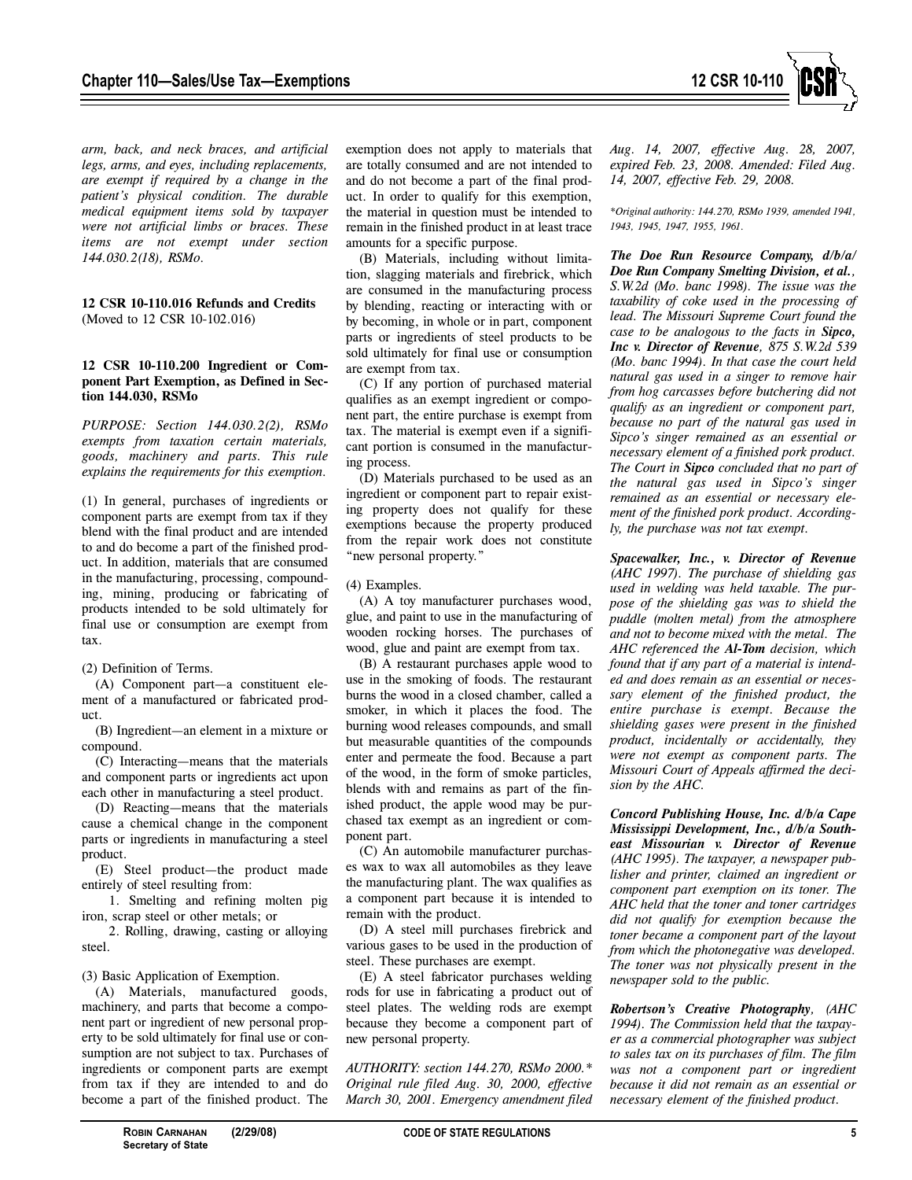*arm, back, and neck braces, and artificial legs, arms, and eyes, including replacements, are exempt if required by a change in the patient's physical condition. The durable medical equipment items sold by taxpayer were not artificial limbs or braces. These items are not exempt under section 144.030.2(18), RSMo.*

**12 CSR 10-110.016 Refunds and Credits**
(Moved to 12 CSR 10-102.016)

**12 CSR 10-110.200 Ingredient or Component Part Exemption, as Defined in Section 144.030, RSMo**

*PURPOSE: Section 144.030.2(2), RSMo exempts from taxation certain materials, goods, machinery and parts. This rule explains the requirements for this exemption.*

(1) In general, purchases of ingredients or component parts are exempt from tax if they blend with the final product and are intended to and do become a part of the finished product. In addition, materials that are consumed in the manufacturing, processing, compounding, mining, producing or fabricating of products intended to be sold ultimately for final use or consumption are exempt from tax.

(2) Definition of Terms.

(A) Component part—a constituent element of a manufactured or fabricated product.

(B) Ingredient—an element in a mixture or compound.

(C) Interacting—means that the materials and component parts or ingredients act upon each other in manufacturing a steel product.

(D) Reacting—means that the materials cause a chemical change in the component parts or ingredients in manufacturing a steel product.

(E) Steel product—the product made entirely of steel resulting from:

1. Smelting and refining molten pig iron, scrap steel or other metals; or

2. Rolling, drawing, casting or alloying steel.

(3) Basic Application of Exemption.

(A) Materials, manufactured goods, machinery, and parts that become a component part or ingredient of new personal property to be sold ultimately for final use or consumption are not subject to tax. Purchases of ingredients or component parts are exempt from tax if they are intended to and do become a part of the finished product. The exemption does not apply to materials that are totally consumed and are not intended to and do not become a part of the final product. In order to qualify for this exemption, the material in question must be intended to remain in the finished product in at least trace amounts for a specific purpose.

(B) Materials, including without limitation, slagging materials and firebrick, which are consumed in the manufacturing process by blending, reacting or interacting with or by becoming, in whole or in part, component parts or ingredients of steel products to be sold ultimately for final use or consumption are exempt from tax.

(C) If any portion of purchased material qualifies as an exempt ingredient or component part, the entire purchase is exempt from tax. The material is exempt even if a significant portion is consumed in the manufacturing process.

(D) Materials purchased to be used as an ingredient or component part to repair existing property does not qualify for these exemptions because the property produced from the repair work does not constitute "new personal property."

(4) Examples.

(A) A toy manufacturer purchases wood, glue, and paint to use in the manufacturing of wooden rocking horses. The purchases of wood, glue and paint are exempt from tax.

(B) A restaurant purchases apple wood to use in the smoking of foods. The restaurant burns the wood in a closed chamber, called a smoker, in which it places the food. The burning wood releases compounds, and small but measurable quantities of the compounds enter and permeate the food. Because a part of the wood, in the form of smoke particles, blends with and remains as part of the finished product, the apple wood may be purchased tax exempt as an ingredient or component part.

(C) An automobile manufacturer purchases wax to wax all automobiles as they leave the manufacturing plant. The wax qualifies as a component part because it is intended to remain with the product.

(D) A steel mill purchases firebrick and various gases to be used in the production of steel. These purchases are exempt.

(E) A steel fabricator purchases welding rods for use in fabricating a product out of steel plates. The welding rods are exempt because they become a component part of new personal property.

*AUTHORITY: section 144.270, RSMo 2000.\* Original rule filed Aug. 30, 2000, effective March 30, 2001. Emergency amendment filed Aug. 14, 2007, effective Aug. 28, 2007, expired Feb. 23, 2008. Amended: Filed Aug. 14, 2007, effective Feb. 29, 2008.*

*\*Original authority: 144.270, RSMo 1939, amended 1941, 1943, 1945, 1947, 1955, 1961.*

***The Doe Run Resource Company, d/b/a/ Doe Run Company Smelting Division, et al.**, S.W.2d (Mo. banc 1998). The issue was the taxability of coke used in the processing of lead. The Missouri Supreme Court found the case to be analogous to the facts in **Sipco, Inc v. Director of Revenue**, 875 S.W.2d 539 (Mo. banc 1994). In that case the court held natural gas used in a singer to remove hair from hog carcasses before butchering did not qualify as an ingredient or component part, because no part of the natural gas used in Sipco's singer remained as an essential or necessary element of a finished pork product. The Court in **Sipco** concluded that no part of the natural gas used in Sipco's singer remained as an essential or necessary element of the finished pork product. Accordingly, the purchase was not tax exempt.*

***Spacewalker, Inc., v. Director of Revenue** (AHC 1997). The purchase of shielding gas used in welding was held taxable. The purpose of the shielding gas was to shield the puddle (molten metal) from the atmosphere and not to become mixed with the metal. The AHC referenced the **Al-Tom** decision, which found that if any part of a material is intended and does remain as an essential or necessary element of the finished product, the entire purchase is exempt. Because the shielding gases were present in the finished product, incidentally or accidentally, they were not exempt as component parts. The Missouri Court of Appeals affirmed the decision by the AHC.*

***Concord Publishing House, Inc. d/b/a Cape Mississippi Development, Inc., d/b/a Southeast Missourian v. Director of Revenue** (AHC 1995). The taxpayer, a newspaper publisher and printer, claimed an ingredient or component part exemption on its toner. The AHC held that the toner and toner cartridges did not qualify for exemption because the toner became a component part of the layout from which the photonegative was developed. The toner was not physically present in the newspaper sold to the public.*

***Robertson's Creative Photography**, (AHC 1994). The Commission held that the taxpayer as a commercial photographer was subject to sales tax on its purchases of film. The film was not a component part or ingredient because it did not remain as an essential or necessary element of the finished product.*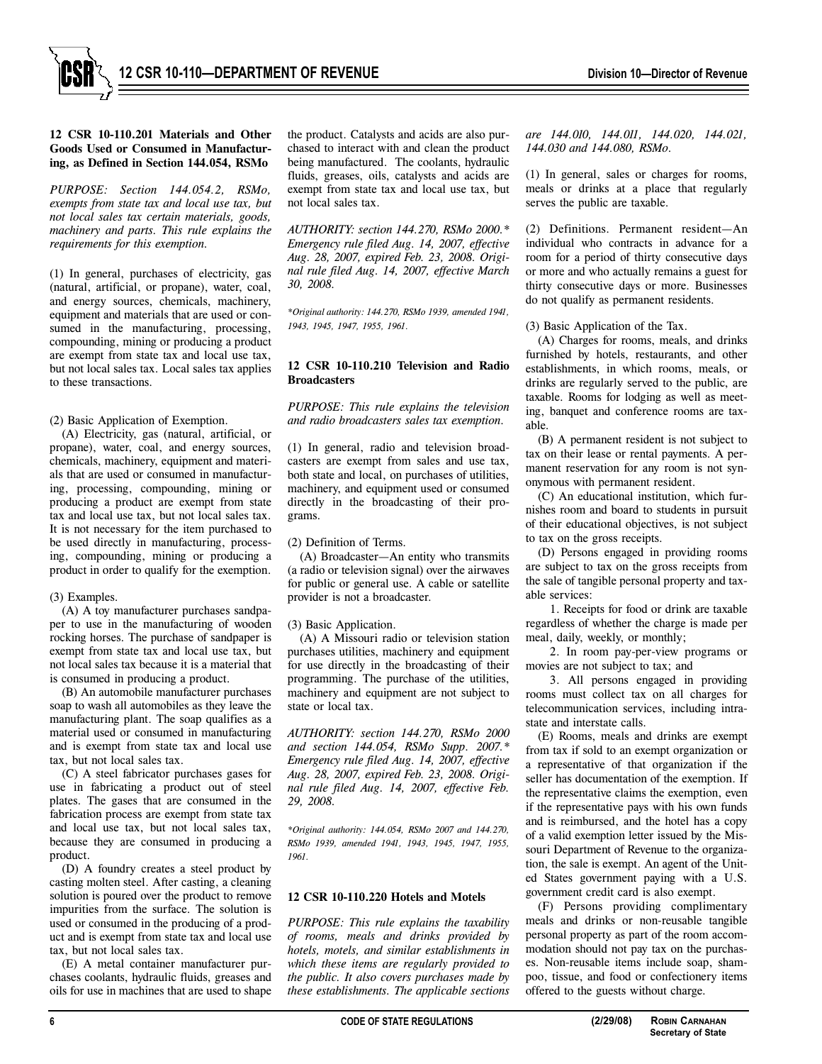### 12 CSR 10-110.201 Materials and Other Goods Used or Consumed in Manufacturing, as Defined in Section 144.054, RSMo

*PURPOSE: Section 144.054.2, RSMo, exempts from state tax and local use tax, but not local sales tax certain materials, goods, machinery and parts. This rule explains the requirements for this exemption.*

(1) In general, purchases of electricity, gas (natural, artificial, or propane), water, coal, and energy sources, chemicals, machinery, equipment and materials that are used or consumed in the manufacturing, processing, compounding, mining or producing a product are exempt from state tax and local use tax, but not local sales tax. Local sales tax applies to these transactions.

(2) Basic Application of Exemption.

(A) Electricity, gas (natural, artificial, or propane), water, coal, and energy sources, chemicals, machinery, equipment and materials that are used or consumed in manufacturing, processing, compounding, mining or producing a product are exempt from state tax and local use tax, but not local sales tax. It is not necessary for the item purchased to be used directly in manufacturing, processing, compounding, mining or producing a product in order to qualify for the exemption.

(3) Examples.

(A) A toy manufacturer purchases sandpaper to use in the manufacturing of wooden rocking horses. The purchase of sandpaper is exempt from state tax and local use tax, but not local sales tax because it is a material that is consumed in producing a product.

(B) An automobile manufacturer purchases soap to wash all automobiles as they leave the manufacturing plant. The soap qualifies as a material used or consumed in manufacturing and is exempt from state tax and local use tax, but not local sales tax.

(C) A steel fabricator purchases gases for use in fabricating a product out of steel plates. The gases that are consumed in the fabrication process are exempt from state tax and local use tax, but not local sales tax, because they are consumed in producing a product.

(D) A foundry creates a steel product by casting molten steel. After casting, a cleaning solution is poured over the product to remove impurities from the surface. The solution is used or consumed in the producing of a product and is exempt from state tax and local use tax, but not local sales tax.

(E) A metal container manufacturer purchases coolants, hydraulic fluids, greases and oils for use in machines that are used to shape the product. Catalysts and acids are also purchased to interact with and clean the product being manufactured. The coolants, hydraulic fluids, greases, oils, catalysts and acids are exempt from state tax and local use tax, but not local sales tax.

*AUTHORITY: section 144.270, RSMo 2000.\* Emergency rule filed Aug. 14, 2007, effective Aug. 28, 2007, expired Feb. 23, 2008. Original rule filed Aug. 14, 2007, effective March 30, 2008.*

*\*Original authority: 144.270, RSMo 1939, amended 1941, 1943, 1945, 1947, 1955, 1961.*

### 12 CSR 10-110.210 Television and Radio Broadcasters

*PURPOSE: This rule explains the television and radio broadcasters sales tax exemption.*

(1) In general, radio and television broadcasters are exempt from sales and use tax, both state and local, on purchases of utilities, machinery, and equipment used or consumed directly in the broadcasting of their programs.

(2) Definition of Terms.

(A) Broadcaster—An entity who transmits (a radio or television signal) over the airwaves for public or general use. A cable or satellite provider is not a broadcaster.

(3) Basic Application.

(A) A Missouri radio or television station purchases utilities, machinery and equipment for use directly in the broadcasting of their programming. The purchase of the utilities, machinery and equipment are not subject to state or local tax.

*AUTHORITY: section 144.270, RSMo 2000 and section 144.054, RSMo Supp. 2007.\* Emergency rule filed Aug. 14, 2007, effective Aug. 28, 2007, expired Feb. 23, 2008. Original rule filed Aug. 14, 2007, effective Feb. 29, 2008.*

*\*Original authority: 144.054, RSMo 2007 and 144.270, RSMo 1939, amended 1941, 1943, 1945, 1947, 1955, 1961.*

### 12 CSR 10-110.220 Hotels and Motels

*PURPOSE: This rule explains the taxability of rooms, meals and drinks provided by hotels, motels, and similar establishments in which these items are regularly provided to the public. It also covers purchases made by these establishments. The applicable sections are 144.010, 144.011, 144.020, 144.021, 144.030 and 144.080, RSMo.*

(1) In general, sales or charges for rooms, meals or drinks at a place that regularly serves the public are taxable.

(2) Definitions. Permanent resident—An individual who contracts in advance for a room for a period of thirty consecutive days or more and who actually remains a guest for thirty consecutive days or more. Businesses do not qualify as permanent residents.

(3) Basic Application of the Tax.

(A) Charges for rooms, meals, and drinks furnished by hotels, restaurants, and other establishments, in which rooms, meals, or drinks are regularly served to the public, are taxable. Rooms for lodging as well as meeting, banquet and conference rooms are taxable.

(B) A permanent resident is not subject to tax on their lease or rental payments. A permanent reservation for any room is not synonymous with permanent resident.

(C) An educational institution, which furnishes room and board to students in pursuit of their educational objectives, is not subject to tax on the gross receipts.

(D) Persons engaged in providing rooms are subject to tax on the gross receipts from the sale of tangible personal property and taxable services:

1. Receipts for food or drink are taxable regardless of whether the charge is made per meal, daily, weekly, or monthly;

2. In room pay-per-view programs or movies are not subject to tax; and

3. All persons engaged in providing rooms must collect tax on all charges for telecommunication services, including intrastate and interstate calls.

(E) Rooms, meals and drinks are exempt from tax if sold to an exempt organization or a representative of that organization if the seller has documentation of the exemption. If the representative claims the exemption, even if the representative pays with his own funds and is reimbursed, and the hotel has a copy of a valid exemption letter issued by the Missouri Department of Revenue to the organization, the sale is exempt. An agent of the United States government paying with a U.S. government credit card is also exempt.

(F) Persons providing complimentary meals and drinks or non-reusable tangible personal property as part of the room accommodation should not pay tax on the purchases. Non-reusable items include soap, shampoo, tissue, and food or confectionery items offered to the guests without charge.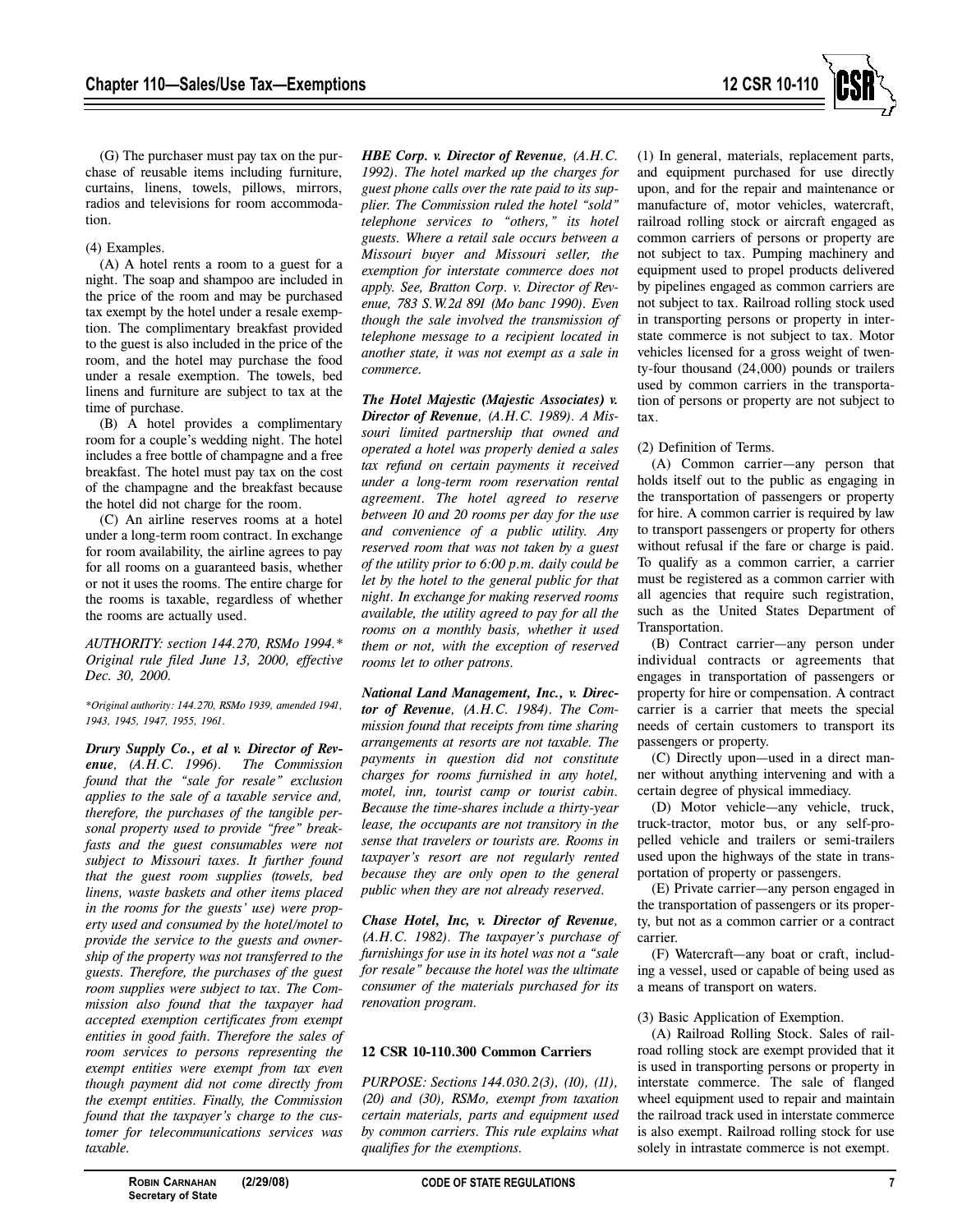(G) The purchaser must pay tax on the purchase of reusable items including furniture, curtains, linens, towels, pillows, mirrors, radios and televisions for room accommodation.

(4) Examples.

(A) A hotel rents a room to a guest for a night. The soap and shampoo are included in the price of the room and may be purchased tax exempt by the hotel under a resale exemption. The complimentary breakfast provided to the guest is also included in the price of the room, and the hotel may purchase the food under a resale exemption. The towels, bed linens and furniture are subject to tax at the time of purchase.

(B) A hotel provides a complimentary room for a couple's wedding night. The hotel includes a free bottle of champagne and a free breakfast. The hotel must pay tax on the cost of the champagne and the breakfast because the hotel did not charge for the room.

(C) An airline reserves rooms at a hotel under a long-term room contract. In exchange for room availability, the airline agrees to pay for all rooms on a guaranteed basis, whether or not it uses the rooms. The entire charge for the rooms is taxable, regardless of whether the rooms are actually used.

*AUTHORITY: section 144.270, RSMo 1994.\* Original rule filed June 13, 2000, effective Dec. 30, 2000.*

*\*Original authority: 144.270, RSMo 1939, amended 1941, 1943, 1945, 1947, 1955, 1961.*

***Drury Supply Co., et al v. Director of Revenue**, (A.H.C. 1996). The Commission found that the "sale for resale" exclusion applies to the sale of a taxable service and, therefore, the purchases of the tangible personal property used to provide "free" breakfasts and the guest consumables were not subject to Missouri taxes. It further found that the guest room supplies (towels, bed linens, waste baskets and other items placed in the rooms for the guests' use) were property used and consumed by the hotel/motel to provide the service to the guests and ownership of the property was not transferred to the guests. Therefore, the purchases of the guest room supplies were subject to tax. The Commission also found that the taxpayer had accepted exemption certificates from exempt entities in good faith. Therefore the sales of room services to persons representing the exempt entities were exempt from tax even though payment did not come directly from the exempt entities. Finally, the Commission found that the taxpayer's charge to the customer for telecommunications services was taxable.*

***HBE Corp. v. Director of Revenue**, (A.H.C. 1992). The hotel marked up the charges for guest phone calls over the rate paid to its supplier. The Commission ruled the hotel "sold" telephone services to "others," its hotel guests. Where a retail sale occurs between a Missouri buyer and Missouri seller, the exemption for interstate commerce does not apply. See, Bratton Corp. v. Director of Revenue, 783 S.W.2d 891 (Mo banc 1990). Even though the sale involved the transmission of telephone message to a recipient located in another state, it was not exempt as a sale in commerce.*

***The Hotel Majestic (Majestic Associates) v. Director of Revenue**, (A.H.C. 1989). A Missouri limited partnership that owned and operated a hotel was properly denied a sales tax refund on certain payments it received under a long-term room reservation rental agreement. The hotel agreed to reserve between 10 and 20 rooms per day for the use and convenience of a public utility. Any reserved room that was not taken by a guest of the utility prior to 6:00 p.m. daily could be let by the hotel to the general public for that night. In exchange for making reserved rooms available, the utility agreed to pay for all the rooms on a monthly basis, whether it used them or not, with the exception of reserved rooms let to other patrons.*

***National Land Management, Inc., v. Director of Revenue**, (A.H.C. 1984). The Commission found that receipts from time sharing arrangements at resorts are not taxable. The payments in question did not constitute charges for rooms furnished in any hotel, motel, inn, tourist camp or tourist cabin. Because the time-shares include a thirty-year lease, the occupants are not transitory in the sense that travelers or tourists are. Rooms in taxpayer's resort are not regularly rented because they are only open to the general public when they are not already reserved.*

***Chase Hotel, Inc, v. Director of Revenue**, (A.H.C. 1982). The taxpayer's purchase of furnishings for use in its hotel was not a "sale for resale" because the hotel was the ultimate consumer of the materials purchased for its renovation program.*

## 12 CSR 10-110.300 Common Carriers

*PURPOSE: Sections 144.030.2(3), (10), (11), (20) and (30), RSMo, exempt from taxation certain materials, parts and equipment used by common carriers. This rule explains what qualifies for the exemptions.*

(1) In general, materials, replacement parts, and equipment purchased for use directly upon, and for the repair and maintenance or manufacture of, motor vehicles, watercraft, railroad rolling stock or aircraft engaged as common carriers of persons or property are not subject to tax. Pumping machinery and equipment used to propel products delivered by pipelines engaged as common carriers are not subject to tax. Railroad rolling stock used in transporting persons or property in interstate commerce is not subject to tax. Motor vehicles licensed for a gross weight of twenty-four thousand (24,000) pounds or trailers used by common carriers in the transportation of persons or property are not subject to tax.

(2) Definition of Terms.

(A) Common carrier—any person that holds itself out to the public as engaging in the transportation of passengers or property for hire. A common carrier is required by law to transport passengers or property for others without refusal if the fare or charge is paid. To qualify as a common carrier, a carrier must be registered as a common carrier with all agencies that require such registration, such as the United States Department of Transportation.

(B) Contract carrier—any person under individual contracts or agreements that engages in transportation of passengers or property for hire or compensation. A contract carrier is a carrier that meets the special needs of certain customers to transport its passengers or property.

(C) Directly upon—used in a direct manner without anything intervening and with a certain degree of physical immediacy.

(D) Motor vehicle—any vehicle, truck, truck-tractor, motor bus, or any self-propelled vehicle and trailers or semi-trailers used upon the highways of the state in transportation of property or passengers.

(E) Private carrier—any person engaged in the transportation of passengers or its property, but not as a common carrier or a contract carrier.

(F) Watercraft—any boat or craft, including a vessel, used or capable of being used as a means of transport on waters.

(3) Basic Application of Exemption.

(A) Railroad Rolling Stock. Sales of railroad rolling stock are exempt provided that it is used in transporting persons or property in interstate commerce. The sale of flanged wheel equipment used to repair and maintain the railroad track used in interstate commerce is also exempt. Railroad rolling stock for use solely in intrastate commerce is not exempt.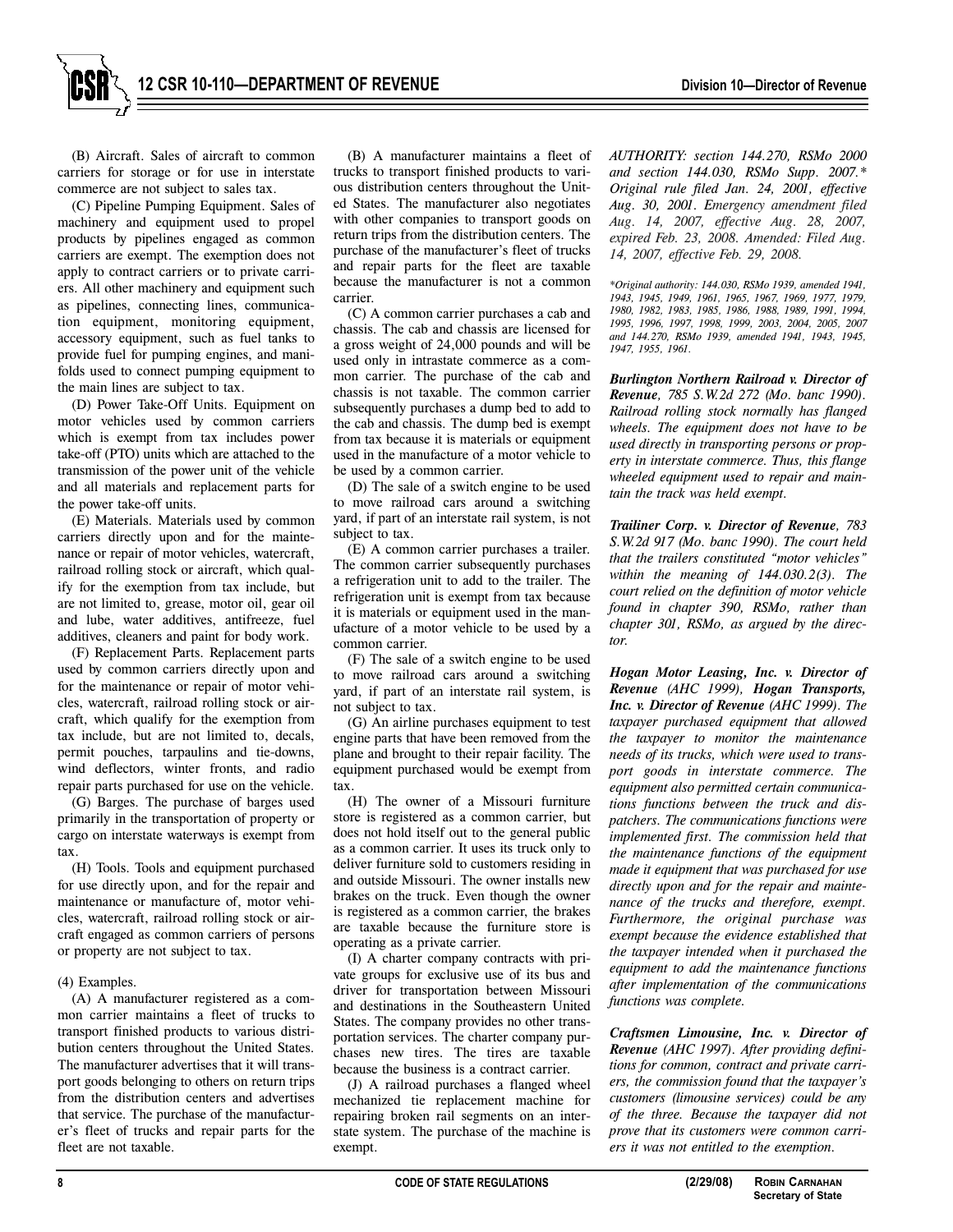(B) Aircraft. Sales of aircraft to common carriers for storage or for use in interstate commerce are not subject to sales tax.

(C) Pipeline Pumping Equipment. Sales of machinery and equipment used to propel products by pipelines engaged as common carriers are exempt. The exemption does not apply to contract carriers or to private carriers. All other machinery and equipment such as pipelines, connecting lines, communication equipment, monitoring equipment, accessory equipment, such as fuel tanks to provide fuel for pumping engines, and manifolds used to connect pumping equipment to the main lines are subject to tax.

(D) Power Take-Off Units. Equipment on motor vehicles used by common carriers which is exempt from tax includes power take-off (PTO) units which are attached to the transmission of the power unit of the vehicle and all materials and replacement parts for the power take-off units.

(E) Materials. Materials used by common carriers directly upon and for the maintenance or repair of motor vehicles, watercraft, railroad rolling stock or aircraft, which qualify for the exemption from tax include, but are not limited to, grease, motor oil, gear oil and lube, water additives, antifreeze, fuel additives, cleaners and paint for body work.

(F) Replacement Parts. Replacement parts used by common carriers directly upon and for the maintenance or repair of motor vehicles, watercraft, railroad rolling stock or aircraft, which qualify for the exemption from tax include, but are not limited to, decals, permit pouches, tarpaulins and tie-downs, wind deflectors, winter fronts, and radio repair parts purchased for use on the vehicle.

(G) Barges. The purchase of barges used primarily in the transportation of property or cargo on interstate waterways is exempt from tax.

(H) Tools. Tools and equipment purchased for use directly upon, and for the repair and maintenance or manufacture of, motor vehicles, watercraft, railroad rolling stock or aircraft engaged as common carriers of persons or property are not subject to tax.

(4) Examples.

(A) A manufacturer registered as a common carrier maintains a fleet of trucks to transport finished products to various distribution centers throughout the United States. The manufacturer advertises that it will transport goods belonging to others on return trips from the distribution centers and advertises that service. The purchase of the manufacturer's fleet of trucks and repair parts for the fleet are not taxable.

(B) A manufacturer maintains a fleet of trucks to transport finished products to various distribution centers throughout the United States. The manufacturer also negotiates with other companies to transport goods on return trips from the distribution centers. The purchase of the manufacturer's fleet of trucks and repair parts for the fleet are taxable because the manufacturer is not a common carrier.

(C) A common carrier purchases a cab and chassis. The cab and chassis are licensed for a gross weight of 24,000 pounds and will be used only in intrastate commerce as a common carrier. The purchase of the cab and chassis is not taxable. The common carrier subsequently purchases a dump bed to add to the cab and chassis. The dump bed is exempt from tax because it is materials or equipment used in the manufacture of a motor vehicle to be used by a common carrier.

(D) The sale of a switch engine to be used to move railroad cars around a switching yard, if part of an interstate rail system, is not subject to tax.

(E) A common carrier purchases a trailer. The common carrier subsequently purchases a refrigeration unit to add to the trailer. The refrigeration unit is exempt from tax because it is materials or equipment used in the manufacture of a motor vehicle to be used by a common carrier.

(F) The sale of a switch engine to be used to move railroad cars around a switching yard, if part of an interstate rail system, is not subject to tax.

(G) An airline purchases equipment to test engine parts that have been removed from the plane and brought to their repair facility. The equipment purchased would be exempt from tax.

(H) The owner of a Missouri furniture store is registered as a common carrier, but does not hold itself out to the general public as a common carrier. It uses its truck only to deliver furniture sold to customers residing in and outside Missouri. The owner installs new brakes on the truck. Even though the owner is registered as a common carrier, the brakes are taxable because the furniture store is operating as a private carrier.

(I) A charter company contracts with private groups for exclusive use of its bus and driver for transportation between Missouri and destinations in the Southeastern United States. The company provides no other transportation services. The charter company purchases new tires. The tires are taxable because the business is a contract carrier.

(J) A railroad purchases a flanged wheel mechanized tie replacement machine for repairing broken rail segments on an interstate system. The purchase of the machine is exempt.

*AUTHORITY: section 144.270, RSMo 2000 and section 144.030, RSMo Supp. 2007.\* Original rule filed Jan. 24, 2001, effective Aug. 30, 2001. Emergency amendment filed Aug. 14, 2007, effective Aug. 28, 2007, expired Feb. 23, 2008. Amended: Filed Aug. 14, 2007, effective Feb. 29, 2008.*

*\*Original authority: 144.030, RSMo 1939, amended 1941, 1943, 1945, 1949, 1961, 1965, 1967, 1969, 1977, 1979, 1980, 1982, 1983, 1985, 1986, 1988, 1989, 1991, 1994, 1995, 1996, 1997, 1998, 1999, 2003, 2004, 2005, 2007 and 144.270, RSMo 1939, amended 1941, 1943, 1945, 1947, 1955, 1961.*

***Burlington Northern Railroad v. Director of Revenue**, 785 S.W.2d 272 (Mo. banc 1990). Railroad rolling stock normally has flanged wheels. The equipment does not have to be used directly in transporting persons or property in interstate commerce. Thus, this flange wheeled equipment used to repair and maintain the track was held exempt.*

***Trailiner Corp. v. Director of Revenue**, 783 S.W.2d 917 (Mo. banc 1990). The court held that the trailers constituted "motor vehicles" within the meaning of 144.030.2(3). The court relied on the definition of motor vehicle found in chapter 390, RSMo, rather than chapter 301, RSMo, as argued by the director.*

***Hogan Motor Leasing, Inc. v. Director of Revenue** (AHC 1999), **Hogan Transports, Inc. v. Director of Revenue** (AHC 1999). The taxpayer purchased equipment that allowed the taxpayer to monitor the maintenance needs of its trucks, which were used to transport goods in interstate commerce. The equipment also permitted certain communications functions between the truck and dispatchers. The communications functions were implemented first. The commission held that the maintenance functions of the equipment made it equipment that was purchased for use directly upon and for the repair and maintenance of the trucks and therefore, exempt. Furthermore, the original purchase was exempt because the evidence established that the taxpayer intended when it purchased the equipment to add the maintenance functions after implementation of the communications functions was complete.*

***Craftsmen Limousine, Inc. v. Director of Revenue** (AHC 1997). After providing definitions for common, contract and private carriers, the commission found that the taxpayer's customers (limousine services) could be any of the three. Because the taxpayer did not prove that its customers were common carriers it was not entitled to the exemption.*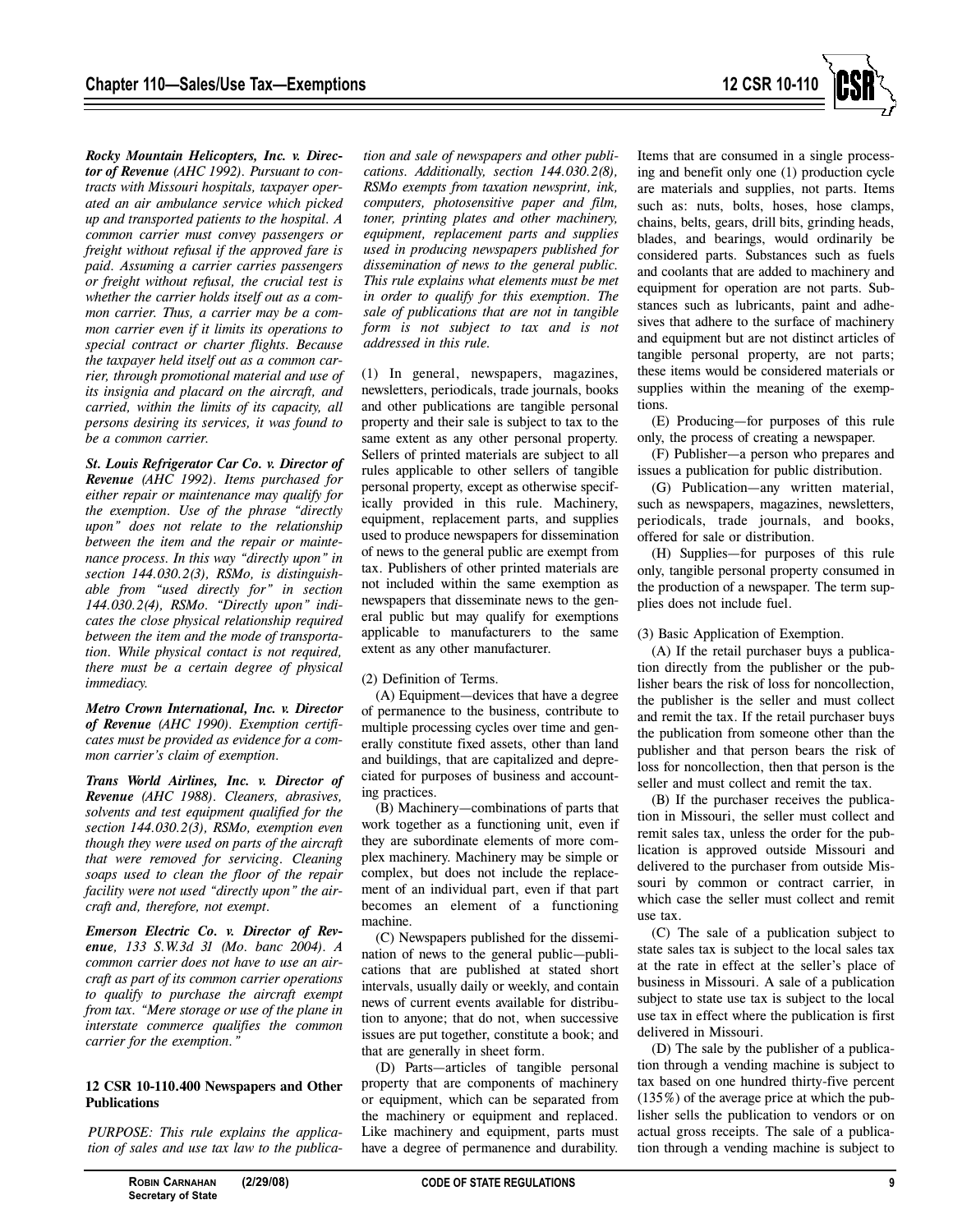***Rocky Mountain Helicopters, Inc. v. Director of Revenue*** *(AHC 1992). Pursuant to contracts with Missouri hospitals, taxpayer operated an air ambulance service which picked up and transported patients to the hospital. A common carrier must convey passengers or freight without refusal if the approved fare is paid. Assuming a carrier carries passengers or freight without refusal, the crucial test is whether the carrier holds itself out as a common carrier. Thus, a carrier may be a common carrier even if it limits its operations to special contract or charter flights. Because the taxpayer held itself out as a common carrier, through promotional material and use of its insignia and placard on the aircraft, and carried, within the limits of its capacity, all persons desiring its services, it was found to be a common carrier.*

***St. Louis Refrigerator Car Co. v. Director of Revenue*** *(AHC 1992). Items purchased for either repair or maintenance may qualify for the exemption. Use of the phrase "directly upon" does not relate to the relationship between the item and the repair or maintenance process. In this way "directly upon" in section 144.030.2(3), RSMo, is distinguishable from "used directly for" in section 144.030.2(4), RSMo. "Directly upon" indicates the close physical relationship required between the item and the mode of transportation. While physical contact is not required, there must be a certain degree of physical immediacy.*

***Metro Crown International, Inc. v. Director of Revenue*** *(AHC 1990). Exemption certificates must be provided as evidence for a common carrier's claim of exemption.*

***Trans World Airlines, Inc. v. Director of Revenue*** *(AHC 1988). Cleaners, abrasives, solvents and test equipment qualified for the section 144.030.2(3), RSMo, exemption even though they were used on parts of the aircraft that were removed for servicing. Cleaning soaps used to clean the floor of the repair facility were not used "directly upon" the aircraft and, therefore, not exempt.*

***Emerson Electric Co. v. Director of Revenue***, *133 S.W.3d 31 (Mo. banc 2004). A common carrier does not have to use an aircraft as part of its common carrier operations to qualify to purchase the aircraft exempt from tax. "Mere storage or use of the plane in interstate commerce qualifies the common carrier for the exemption."*

### 12 CSR 10-110.400 Newspapers and Other Publications

*PURPOSE: This rule explains the application of sales and use tax law to the production and sale of newspapers and other publications. Additionally, section 144.030.2(8), RSMo exempts from taxation newsprint, ink, computers, photosensitive paper and film, toner, printing plates and other machinery, equipment, replacement parts and supplies used in producing newspapers published for dissemination of news to the general public. This rule explains what elements must be met in order to qualify for this exemption. The sale of publications that are not in tangible form is not subject to tax and is not addressed in this rule.*

(1) In general, newspapers, magazines, newsletters, periodicals, trade journals, books and other publications are tangible personal property and their sale is subject to tax to the same extent as any other personal property. Sellers of printed materials are subject to all rules applicable to other sellers of tangible personal property, except as otherwise specifically provided in this rule. Machinery, equipment, replacement parts, and supplies used to produce newspapers for dissemination of news to the general public are exempt from tax. Publishers of other printed materials are not included within the same exemption as newspapers that disseminate news to the general public but may qualify for exemptions applicable to manufacturers to the same extent as any other manufacturer.

(2) Definition of Terms.

(A) Equipment—devices that have a degree of permanence to the business, contribute to multiple processing cycles over time and generally constitute fixed assets, other than land and buildings, that are capitalized and depreciated for purposes of business and accounting practices.

(B) Machinery—combinations of parts that work together as a functioning unit, even if they are subordinate elements of more complex machinery. Machinery may be simple or complex, but does not include the replacement of an individual part, even if that part becomes an element of a functioning machine.

(C) Newspapers published for the dissemination of news to the general public—publications that are published at stated short intervals, usually daily or weekly, and contain news of current events available for distribution to anyone; that do not, when successive issues are put together, constitute a book; and that are generally in sheet form.

(D) Parts—articles of tangible personal property that are components of machinery or equipment, which can be separated from the machinery or equipment and replaced. Like machinery and equipment, parts must have a degree of permanence and durability. Items that are consumed in a single processing and benefit only one (1) production cycle are materials and supplies, not parts. Items such as: nuts, bolts, hoses, hose clamps, chains, belts, gears, drill bits, grinding heads, blades, and bearings, would ordinarily be considered parts. Substances such as fuels and coolants that are added to machinery and equipment for operation are not parts. Substances such as lubricants, paint and adhesives that adhere to the surface of machinery and equipment but are not distinct articles of tangible personal property, are not parts; these items would be considered materials or supplies within the meaning of the exemptions.

(E) Producing—for purposes of this rule only, the process of creating a newspaper.

(F) Publisher—a person who prepares and issues a publication for public distribution.

(G) Publication—any written material, such as newspapers, magazines, newsletters, periodicals, trade journals, and books, offered for sale or distribution.

(H) Supplies—for purposes of this rule only, tangible personal property consumed in the production of a newspaper. The term supplies does not include fuel.

(3) Basic Application of Exemption.

(A) If the retail purchaser buys a publication directly from the publisher or the publisher bears the risk of loss for noncollection, the publisher is the seller and must collect and remit the tax. If the retail purchaser buys the publication from someone other than the publisher and that person bears the risk of loss for noncollection, then that person is the seller and must collect and remit the tax.

(B) If the purchaser receives the publication in Missouri, the seller must collect and remit sales tax, unless the order for the publication is approved outside Missouri and delivered to the purchaser from outside Missouri by common or contract carrier, in which case the seller must collect and remit use tax.

(C) The sale of a publication subject to state sales tax is subject to the local sales tax at the rate in effect at the seller's place of business in Missouri. A sale of a publication subject to state use tax is subject to the local use tax in effect where the publication is first delivered in Missouri.

(D) The sale by the publisher of a publication through a vending machine is subject to tax based on one hundred thirty-five percent (135%) of the average price at which the publisher sells the publication to vendors or on actual gross receipts. The sale of a publication through a vending machine is subject to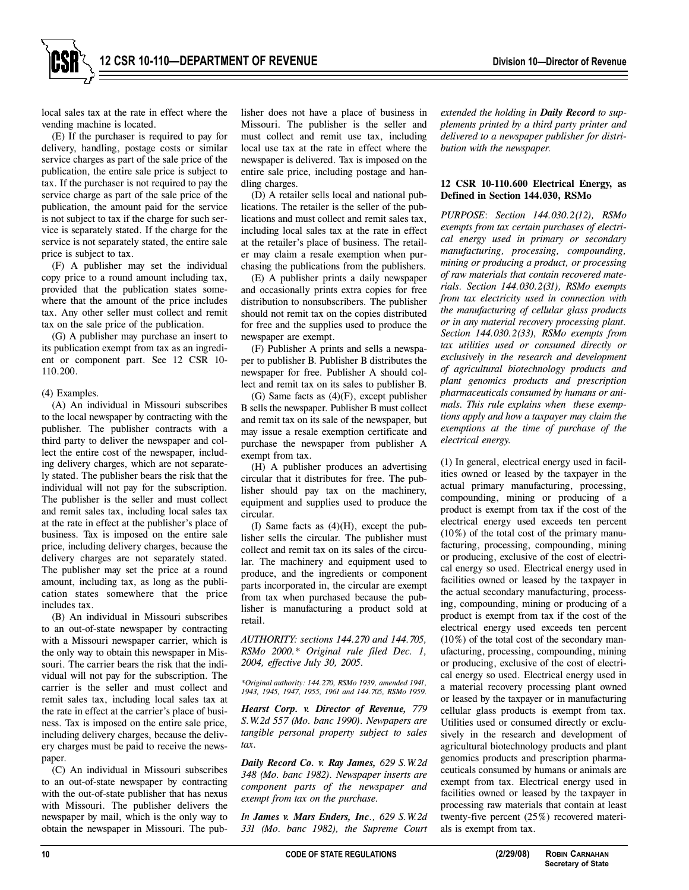local sales tax at the rate in effect where the vending machine is located.

(E) If the purchaser is required to pay for delivery, handling, postage costs or similar service charges as part of the sale price of the publication, the entire sale price is subject to tax. If the purchaser is not required to pay the service charge as part of the sale price of the publication, the amount paid for the service is not subject to tax if the charge for such service is separately stated. If the charge for the service is not separately stated, the entire sale price is subject to tax.

(F) A publisher may set the individual copy price to a round amount including tax, provided that the publication states somewhere that the amount of the price includes tax. Any other seller must collect and remit tax on the sale price of the publication.

(G) A publisher may purchase an insert to its publication exempt from tax as an ingredient or component part. See 12 CSR 10-110.200.

(4) Examples.

(A) An individual in Missouri subscribes to the local newspaper by contracting with the publisher. The publisher contracts with a third party to deliver the newspaper and collect the entire cost of the newspaper, including delivery charges, which are not separately stated. The publisher bears the risk that the individual will not pay for the subscription. The publisher is the seller and must collect and remit sales tax, including local sales tax at the rate in effect at the publisher's place of business. Tax is imposed on the entire sale price, including delivery charges, because the delivery charges are not separately stated. The publisher may set the price at a round amount, including tax, as long as the publication states somewhere that the price includes tax.

(B) An individual in Missouri subscribes to an out-of-state newspaper by contracting with a Missouri newspaper carrier, which is the only way to obtain this newspaper in Missouri. The carrier bears the risk that the individual will not pay for the subscription. The carrier is the seller and must collect and remit sales tax, including local sales tax at the rate in effect at the carrier's place of business. Tax is imposed on the entire sale price, including delivery charges, because the delivery charges must be paid to receive the newspaper.

(C) An individual in Missouri subscribes to an out-of-state newspaper by contracting with the out-of-state publisher that has nexus with Missouri. The publisher delivers the newspaper by mail, which is the only way to obtain the newspaper in Missouri. The publisher does not have a place of business in Missouri. The publisher is the seller and must collect and remit use tax, including local use tax at the rate in effect where the newspaper is delivered. Tax is imposed on the entire sale price, including postage and handling charges.

(D) A retailer sells local and national publications. The retailer is the seller of the publications and must collect and remit sales tax, including local sales tax at the rate in effect at the retailer's place of business. The retailer may claim a resale exemption when purchasing the publications from the publishers.

(E) A publisher prints a daily newspaper and occasionally prints extra copies for free distribution to nonsubscribers. The publisher should not remit tax on the copies distributed for free and the supplies used to produce the newspaper are exempt.

(F) Publisher A prints and sells a newspaper to publisher B. Publisher B distributes the newspaper for free. Publisher A should collect and remit tax on its sales to publisher B.

(G) Same facts as (4)(F), except publisher B sells the newspaper. Publisher B must collect and remit tax on its sale of the newspaper, but may issue a resale exemption certificate and purchase the newspaper from publisher A exempt from tax.

(H) A publisher produces an advertising circular that it distributes for free. The publisher should pay tax on the machinery, equipment and supplies used to produce the circular.

(I) Same facts as (4)(H), except the publisher sells the circular. The publisher must collect and remit tax on its sales of the circular. The machinery and equipment used to produce, and the ingredients or component parts incorporated in, the circular are exempt from tax when purchased because the publisher is manufacturing a product sold at retail.

*AUTHORITY: sections 144.270 and 144.705, RSMo 2000.\* Original rule filed Dec. 1, 2004, effective July 30, 2005.*

*\*Original authority: 144.270, RSMo 1939, amended 1941, 1943, 1945, 1947, 1955, 1961 and 144.705, RSMo 1959.*

***Hearst Corp. v. Director of Revenue,** 779 S.W.2d 557 (Mo. banc 1990). Newpapers are tangible personal property subject to sales tax.*

***Daily Record Co. v. Ray James,** 629 S.W.2d 348 (Mo. banc 1982). Newspaper inserts are component parts of the newspaper and exempt from tax on the purchase.*

*In **James v. Mars Enders, Inc.**, 629 S.W.2d 331 (Mo. banc 1982), the Supreme Court extended the holding in **Daily Record** to supplements printed by a third party printer and delivered to a newspaper publisher for distribution with the newspaper.*

### 12 CSR 10-110.600 Electrical Energy, as Defined in Section 144.030, RSMo

*PURPOSE: Section 144.030.2(12), RSMo exempts from tax certain purchases of electrical energy used in primary or secondary manufacturing, processing, compounding, mining or producing a product, or processing of raw materials that contain recovered materials. Section 144.030.2(31), RSMo exempts from tax electricity used in connection with the manufacturing of cellular glass products or in any material recovery processing plant. Section 144.030.2(33), RSMo exempts from tax utilities used or consumed directly or exclusively in the research and development of agricultural biotechnology products and plant genomics products and prescription pharmaceuticals consumed by humans or animals. This rule explains when these exemptions apply and how a taxpayer may claim the exemptions at the time of purchase of the electrical energy.*

(1) In general, electrical energy used in facilities owned or leased by the taxpayer in the actual primary manufacturing, processing, compounding, mining or producing of a product is exempt from tax if the cost of the electrical energy used exceeds ten percent (10%) of the total cost of the primary manufacturing, processing, compounding, mining or producing, exclusive of the cost of electrical energy so used. Electrical energy used in facilities owned or leased by the taxpayer in the actual secondary manufacturing, processing, compounding, mining or producing of a product is exempt from tax if the cost of the electrical energy used exceeds ten percent (10%) of the total cost of the secondary manufacturing, processing, compounding, mining or producing, exclusive of the cost of electrical energy so used. Electrical energy used in a material recovery processing plant owned or leased by the taxpayer or in manufacturing cellular glass products is exempt from tax. Utilities used or consumed directly or exclusively in the research and development of agricultural biotechnology products and plant genomics products and prescription pharmaceuticals consumed by humans or animals are exempt from tax. Electrical energy used in facilities owned or leased by the taxpayer in processing raw materials that contain at least twenty-five percent (25%) recovered materials is exempt from tax.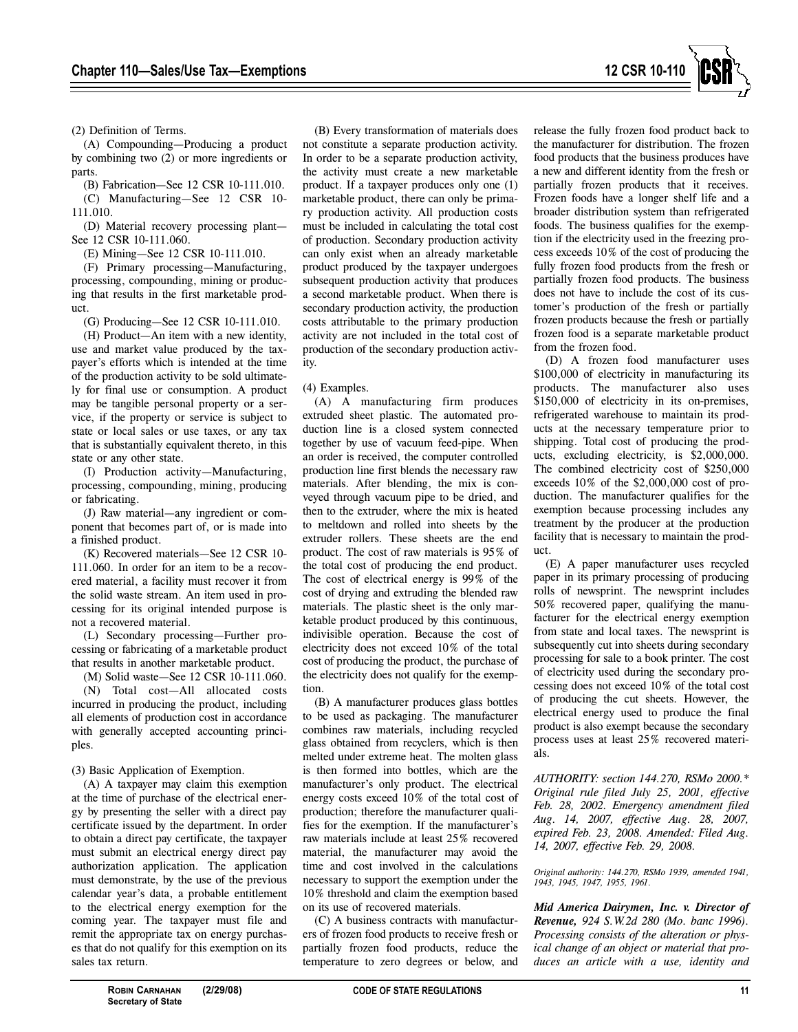(2) Definition of Terms.

(A) Compounding—Producing a product by combining two (2) or more ingredients or parts.

(B) Fabrication—See 12 CSR 10-111.010.

(C) Manufacturing—See 12 CSR 10-111.010.

(D) Material recovery processing plant—See 12 CSR 10-111.060.

(E) Mining—See 12 CSR 10-111.010.

(F) Primary processing—Manufacturing, processing, compounding, mining or producing that results in the first marketable product.

(G) Producing—See 12 CSR 10-111.010.

(H) Product—An item with a new identity, use and market value produced by the taxpayer's efforts which is intended at the time of the production activity to be sold ultimately for final use or consumption. A product may be tangible personal property or a service, if the property or service is subject to state or local sales or use taxes, or any tax that is substantially equivalent thereto, in this state or any other state.

(I) Production activity—Manufacturing, processing, compounding, mining, producing or fabricating.

(J) Raw material—any ingredient or component that becomes part of, or is made into a finished product.

(K) Recovered materials—See 12 CSR 10-111.060. In order for an item to be a recovered material, a facility must recover it from the solid waste stream. An item used in processing for its original intended purpose is not a recovered material.

(L) Secondary processing—Further processing or fabricating of a marketable product that results in another marketable product.

(M) Solid waste—See 12 CSR 10-111.060.

(N) Total cost—All allocated costs incurred in producing the product, including all elements of production cost in accordance with generally accepted accounting principles.

(3) Basic Application of Exemption.

(A) A taxpayer may claim this exemption at the time of purchase of the electrical energy by presenting the seller with a direct pay certificate issued by the department. In order to obtain a direct pay certificate, the taxpayer must submit an electrical energy direct pay authorization application. The application must demonstrate, by the use of the previous calendar year's data, a probable entitlement to the electrical energy exemption for the coming year. The taxpayer must file and remit the appropriate tax on energy purchases that do not qualify for this exemption on its sales tax return.

(B) Every transformation of materials does not constitute a separate production activity. In order to be a separate production activity, the activity must create a new marketable product. If a taxpayer produces only one (1) marketable product, there can only be primary production activity. All production costs must be included in calculating the total cost of production. Secondary production activity can only exist when an already marketable product produced by the taxpayer undergoes subsequent production activity that produces a second marketable product. When there is secondary production activity, the production costs attributable to the primary production activity are not included in the total cost of production of the secondary production activity.

(4) Examples.

(A) A manufacturing firm produces extruded sheet plastic. The automated production line is a closed system connected together by use of vacuum feed-pipe. When an order is received, the computer controlled production line first blends the necessary raw materials. After blending, the mix is conveyed through vacuum pipe to be dried, and then to the extruder, where the mix is heated to meltdown and rolled into sheets by the extruder rollers. These sheets are the end product. The cost of raw materials is 95% of the total cost of producing the end product. The cost of electrical energy is 99% of the cost of drying and extruding the blended raw materials. The plastic sheet is the only marketable product produced by this continuous, indivisible operation. Because the cost of electricity does not exceed 10% of the total cost of producing the product, the purchase of the electricity does not qualify for the exemption.

(B) A manufacturer produces glass bottles to be used as packaging. The manufacturer combines raw materials, including recycled glass obtained from recyclers, which is then melted under extreme heat. The molten glass is then formed into bottles, which are the manufacturer's only product. The electrical energy costs exceed 10% of the total cost of production; therefore the manufacturer qualifies for the exemption. If the manufacturer's raw materials include at least 25% recovered material, the manufacturer may avoid the time and cost involved in the calculations necessary to support the exemption under the 10% threshold and claim the exemption based on its use of recovered materials.

(C) A business contracts with manufacturers of frozen food products to receive fresh or partially frozen food products, reduce the temperature to zero degrees or below, and release the fully frozen food product back to the manufacturer for distribution. The frozen food products that the business produces have a new and different identity from the fresh or partially frozen products that it receives. Frozen foods have a longer shelf life and a broader distribution system than refrigerated foods. The business qualifies for the exemption if the electricity used in the freezing process exceeds 10% of the cost of producing the fully frozen food products from the fresh or partially frozen food products. The business does not have to include the cost of its customer's production of the fresh or partially frozen products because the fresh or partially frozen food is a separate marketable product from the frozen food.

(D) A frozen food manufacturer uses \$100,000 of electricity in manufacturing its products. The manufacturer also uses \$150,000 of electricity in its on-premises, refrigerated warehouse to maintain its products at the necessary temperature prior to shipping. Total cost of producing the products, excluding electricity, is \$2,000,000. The combined electricity cost of \$250,000 exceeds 10% of the \$2,000,000 cost of production. The manufacturer qualifies for the exemption because processing includes any treatment by the producer at the production facility that is necessary to maintain the product.

(E) A paper manufacturer uses recycled paper in its primary processing of producing rolls of newsprint. The newsprint includes 50% recovered paper, qualifying the manufacturer for the electrical energy exemption from state and local taxes. The newsprint is subsequently cut into sheets during secondary processing for sale to a book printer. The cost of electricity used during the secondary processing does not exceed 10% of the total cost of producing the cut sheets. However, the electrical energy used to produce the final product is also exempt because the secondary process uses at least 25% recovered materials.

*AUTHORITY: section 144.270, RSMo 2000.\* Original rule filed July 25, 2001, effective Feb. 28, 2002. Emergency amendment filed Aug. 14, 2007, effective Aug. 28, 2007, expired Feb. 23, 2008. Amended: Filed Aug. 14, 2007, effective Feb. 29, 2008.*

*Original authority: 144.270, RSMo 1939, amended 1941, 1943, 1945, 1947, 1955, 1961.*

***Mid America Dairymen, Inc. v. Director of Revenue**, 924 S.W.2d 280 (Mo. banc 1996). Processing consists of the alteration or physical change of an object or material that produces an article with a use, identity and*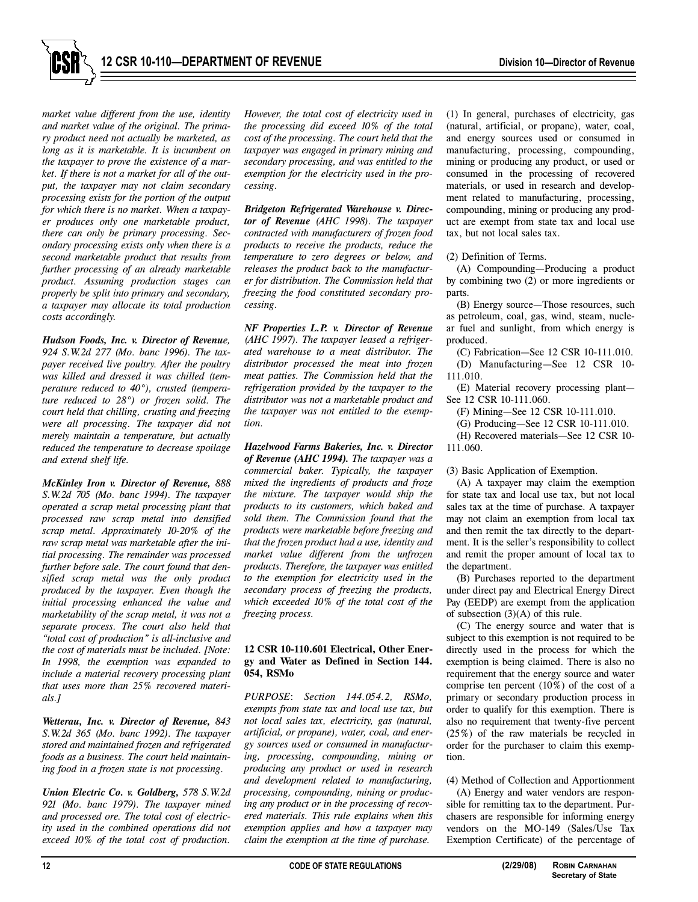*market value different from the use, identity and market value of the original. The primary product need not actually be marketed, as long as it is marketable. It is incumbent on the taxpayer to prove the existence of a market. If there is not a market for all of the output, the taxpayer may not claim secondary processing exists for the portion of the output for which there is no market. When a taxpayer produces only one marketable product, there can only be primary processing. Secondary processing exists only when there is a second marketable product that results from further processing of an already marketable product. Assuming production stages can properly be split into primary and secondary, a taxpayer may allocate its total production costs accordingly.*

***Hudson Foods, Inc. v. Director of Revenue**, 924 S.W.2d 277 (Mo. banc 1996). The taxpayer received live poultry. After the poultry was killed and dressed it was chilled (temperature reduced to 40°), crusted (temperature reduced to 28°) or frozen solid. The court held that chilling, crusting and freezing were all processing. The taxpayer did not merely maintain a temperature, but actually reduced the temperature to decrease spoilage and extend shelf life.*

***McKinley Iron v. Director of Revenue**, 888 S.W.2d 705 (Mo. banc 1994). The taxpayer operated a scrap metal processing plant that processed raw scrap metal into densified scrap metal. Approximately 10-20% of the raw scrap metal was marketable after the initial processing. The remainder was processed further before sale. The court found that densified scrap metal was the only product produced by the taxpayer. Even though the initial processing enhanced the value and marketability of the scrap metal, it was not a separate process. The court also held that "total cost of production" is all-inclusive and the cost of materials must be included. [Note: In 1998, the exemption was expanded to include a material recovery processing plant that uses more than 25% recovered materials.]*

***Wetterau, Inc. v. Director of Revenue**, 843 S.W.2d 365 (Mo. banc 1992). The taxpayer stored and maintained frozen and refrigerated foods as a business. The court held maintaining food in a frozen state is not processing.*

***Union Electric Co. v. Goldberg**, 578 S.W.2d 921 (Mo. banc 1979). The taxpayer mined and processed ore. The total cost of electricity used in the combined operations did not exceed 10% of the total cost of production. However, the total cost of electricity used in the processing did exceed 10% of the total cost of the processing. The court held that the taxpayer was engaged in primary mining and secondary processing, and was entitled to the exemption for the electricity used in the processing.*

***Bridgeton Refrigerated Warehouse v. Director of Revenue** (AHC 1998). The taxpayer contracted with manufacturers of frozen food products to receive the products, reduce the temperature to zero degrees or below, and releases the product back to the manufacturer for distribution. The Commission held that freezing the food constituted secondary processing.*

***NF Properties L.P. v. Director of Revenue** (AHC 1997). The taxpayer leased a refrigerated warehouse to a meat distributor. The distributor processed the meat into frozen meat patties. The Commission held that the refrigeration provided by the taxpayer to the distributor was not a marketable product and the taxpayer was not entitled to the exemption.*

***Hazelwood Farms Bakeries, Inc. v. Director of Revenue (AHC 1994).** The taxpayer was a commercial baker. Typically, the taxpayer mixed the ingredients of products and froze the mixture. The taxpayer would ship the products to its customers, which baked and sold them. The Commission found that the products were marketable before freezing and that the frozen product had a use, identity and market value different from the unfrozen products. Therefore, the taxpayer was entitled to the exemption for electricity used in the secondary process of freezing the products, which exceeded 10% of the total cost of the freezing process.*

## 12 CSR 10-110.601 Electrical, Other Energy and Water as Defined in Section 144.054, RSMo

*PURPOSE: Section 144.054.2, RSMo, exempts from state tax and local use tax, but not local sales tax, electricity, gas (natural, artificial, or propane), water, coal, and energy sources used or consumed in manufacturing, processing, compounding, mining or producing any product or used in research and development related to manufacturing, processing, compounding, mining or producing any product or in the processing of recovered materials. This rule explains when this exemption applies and how a taxpayer may claim the exemption at the time of purchase.*

(1) In general, purchases of electricity, gas (natural, artificial, or propane), water, coal, and energy sources used or consumed in manufacturing, processing, compounding, mining or producing any product, or used or consumed in the processing of recovered materials, or used in research and development related to manufacturing, processing, compounding, mining or producing any product are exempt from state tax and local use tax, but not local sales tax.

(2) Definition of Terms.

(A) Compounding—Producing a product by combining two (2) or more ingredients or parts.

(B) Energy source—Those resources, such as petroleum, coal, gas, wind, steam, nuclear fuel and sunlight, from which energy is produced.

(C) Fabrication—See 12 CSR 10-111.010.

(D) Manufacturing—See 12 CSR 10-111.010.

(E) Material recovery processing plant—See 12 CSR 10-111.060.

(F) Mining—See 12 CSR 10-111.010.

(G) Producing—See 12 CSR 10-111.010.

(H) Recovered materials—See 12 CSR 10-111.060.

(3) Basic Application of Exemption.

(A) A taxpayer may claim the exemption for state tax and local use tax, but not local sales tax at the time of purchase. A taxpayer may not claim an exemption from local tax and then remit the tax directly to the department. It is the seller's responsibility to collect and remit the proper amount of local tax to the department.

(B) Purchases reported to the department under direct pay and Electrical Energy Direct Pay (EEDP) are exempt from the application of subsection (3)(A) of this rule.

(C) The energy source and water that is subject to this exemption is not required to be directly used in the process for which the exemption is being claimed. There is also no requirement that the energy source and water comprise ten percent (10%) of the cost of a primary or secondary production process in order to qualify for this exemption. There is also no requirement that twenty-five percent (25%) of the raw materials be recycled in order for the purchaser to claim this exemption.

(4) Method of Collection and Apportionment

(A) Energy and water vendors are responsible for remitting tax to the department. Purchasers are responsible for informing energy vendors on the MO-149 (Sales/Use Tax Exemption Certificate) of the percentage of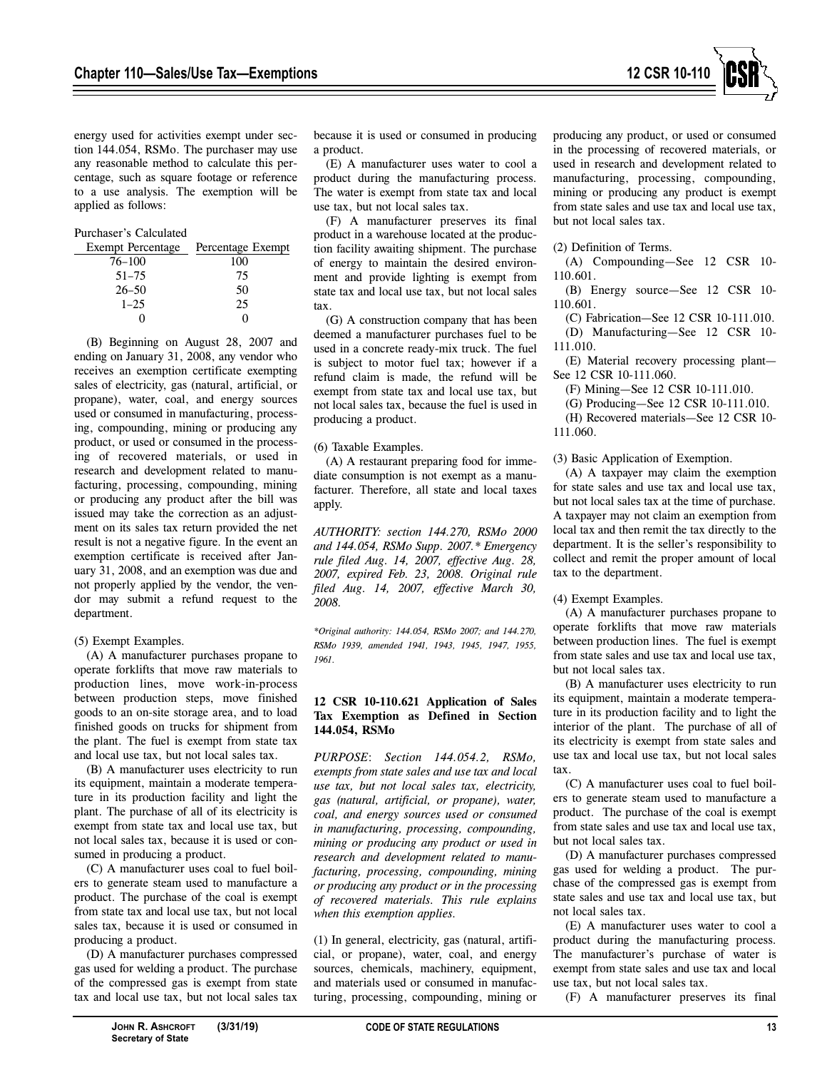energy used for activities exempt under section 144.054, RSMo. The purchaser may use any reasonable method to calculate this percentage, such as square footage or reference to a use analysis. The exemption will be applied as follows:

Purchaser's Calculated

| Exempt Percentage | Percentage Exempt |
|---|---|
| 76–100 | 100 |
| 51–75 | 75 |
| 26–50 | 50 |
| 1–25 | 25 |
| 0 | 0 |

(B) Beginning on August 28, 2007 and ending on January 31, 2008, any vendor who receives an exemption certificate exempting sales of electricity, gas (natural, artificial, or propane), water, coal, and energy sources used or consumed in manufacturing, processing, compounding, mining or producing any product, or used or consumed in the processing of recovered materials, or used in research and development related to manufacturing, processing, compounding, mining or producing any product after the bill was issued may take the correction as an adjustment on its sales tax return provided the net result is not a negative figure. In the event an exemption certificate is received after January 31, 2008, and an exemption was due and not properly applied by the vendor, the vendor may submit a refund request to the department.

(5) Exempt Examples.

(A) A manufacturer purchases propane to operate forklifts that move raw materials to production lines, move work-in-process between production steps, move finished goods to an on-site storage area, and to load finished goods on trucks for shipment from the plant. The fuel is exempt from state tax and local use tax, but not local sales tax.

(B) A manufacturer uses electricity to run its equipment, maintain a moderate temperature in its production facility and light the plant. The purchase of all of its electricity is exempt from state tax and local use tax, but not local sales tax, because it is used or consumed in producing a product.

(C) A manufacturer uses coal to fuel boilers to generate steam used to manufacture a product. The purchase of the coal is exempt from state tax and local use tax, but not local sales tax, because it is used or consumed in producing a product.

(D) A manufacturer purchases compressed gas used for welding a product. The purchase of the compressed gas is exempt from state tax and local use tax, but not local sales tax because it is used or consumed in producing a product.

(E) A manufacturer uses water to cool a product during the manufacturing process. The water is exempt from state tax and local use tax, but not local sales tax.

(F) A manufacturer preserves its final product in a warehouse located at the production facility awaiting shipment. The purchase of energy to maintain the desired environment and provide lighting is exempt from state tax and local use tax, but not local sales tax.

(G) A construction company that has been deemed a manufacturer purchases fuel to be used in a concrete ready-mix truck. The fuel is subject to motor fuel tax; however if a refund claim is made, the refund will be exempt from state tax and local use tax, but not local sales tax, because the fuel is used in producing a product.

(6) Taxable Examples.

(A) A restaurant preparing food for immediate consumption is not exempt as a manufacturer. Therefore, all state and local taxes apply.

*AUTHORITY: section 144.270, RSMo 2000 and 144.054, RSMo Supp. 2007.\* Emergency rule filed Aug. 14, 2007, effective Aug. 28, 2007, expired Feb. 23, 2008. Original rule filed Aug. 14, 2007, effective March 30, 2008.*

*\*Original authority: 144.054, RSMo 2007; and 144.270, RSMo 1939, amended 1941, 1943, 1945, 1947, 1955, 1961.*

### 12 CSR 10-110.621 Application of Sales Tax Exemption as Defined in Section 144.054, RSMo

*PURPOSE: Section 144.054.2, RSMo, exempts from state sales and use tax and local use tax, but not local sales tax, electricity, gas (natural, artificial, or propane), water, coal, and energy sources used or consumed in manufacturing, processing, compounding, mining or producing any product or used in research and development related to manufacturing, processing, compounding, mining or producing any product or in the processing of recovered materials. This rule explains when this exemption applies.*

(1) In general, electricity, gas (natural, artificial, or propane), water, coal, and energy sources, chemicals, machinery, equipment, and materials used or consumed in manufacturing, processing, compounding, mining or producing any product, or used or consumed in the processing of recovered materials, or used in research and development related to manufacturing, processing, compounding, mining or producing any product is exempt from state sales and use tax and local use tax, but not local sales tax.

(2) Definition of Terms.

(A) Compounding—See 12 CSR 10-110.601.

(B) Energy source—See 12 CSR 10-110.601.

(C) Fabrication—See 12 CSR 10-111.010.

(D) Manufacturing—See 12 CSR 10-111.010.

(E) Material recovery processing plant—See 12 CSR 10-111.060.

(F) Mining—See 12 CSR 10-111.010.

(G) Producing—See 12 CSR 10-111.010.

(H) Recovered materials—See 12 CSR 10-111.060.

(3) Basic Application of Exemption.

(A) A taxpayer may claim the exemption for state sales and use tax and local use tax, but not local sales tax at the time of purchase. A taxpayer may not claim an exemption from local tax and then remit the tax directly to the department. It is the seller's responsibility to collect and remit the proper amount of local tax to the department.

(4) Exempt Examples.

(A) A manufacturer purchases propane to operate forklifts that move raw materials between production lines. The fuel is exempt from state sales and use tax and local use tax, but not local sales tax.

(B) A manufacturer uses electricity to run its equipment, maintain a moderate temperature in its production facility and to light the interior of the plant. The purchase of all of its electricity is exempt from state sales and use tax and local use tax, but not local sales tax.

(C) A manufacturer uses coal to fuel boilers to generate steam used to manufacture a product. The purchase of the coal is exempt from state sales and use tax and local use tax, but not local sales tax.

(D) A manufacturer purchases compressed gas used for welding a product. The purchase of the compressed gas is exempt from state sales and use tax and local use tax, but not local sales tax.

(E) A manufacturer uses water to cool a product during the manufacturing process. The manufacturer's purchase of water is exempt from state sales and use tax and local use tax, but not local sales tax.

(F) A manufacturer preserves its final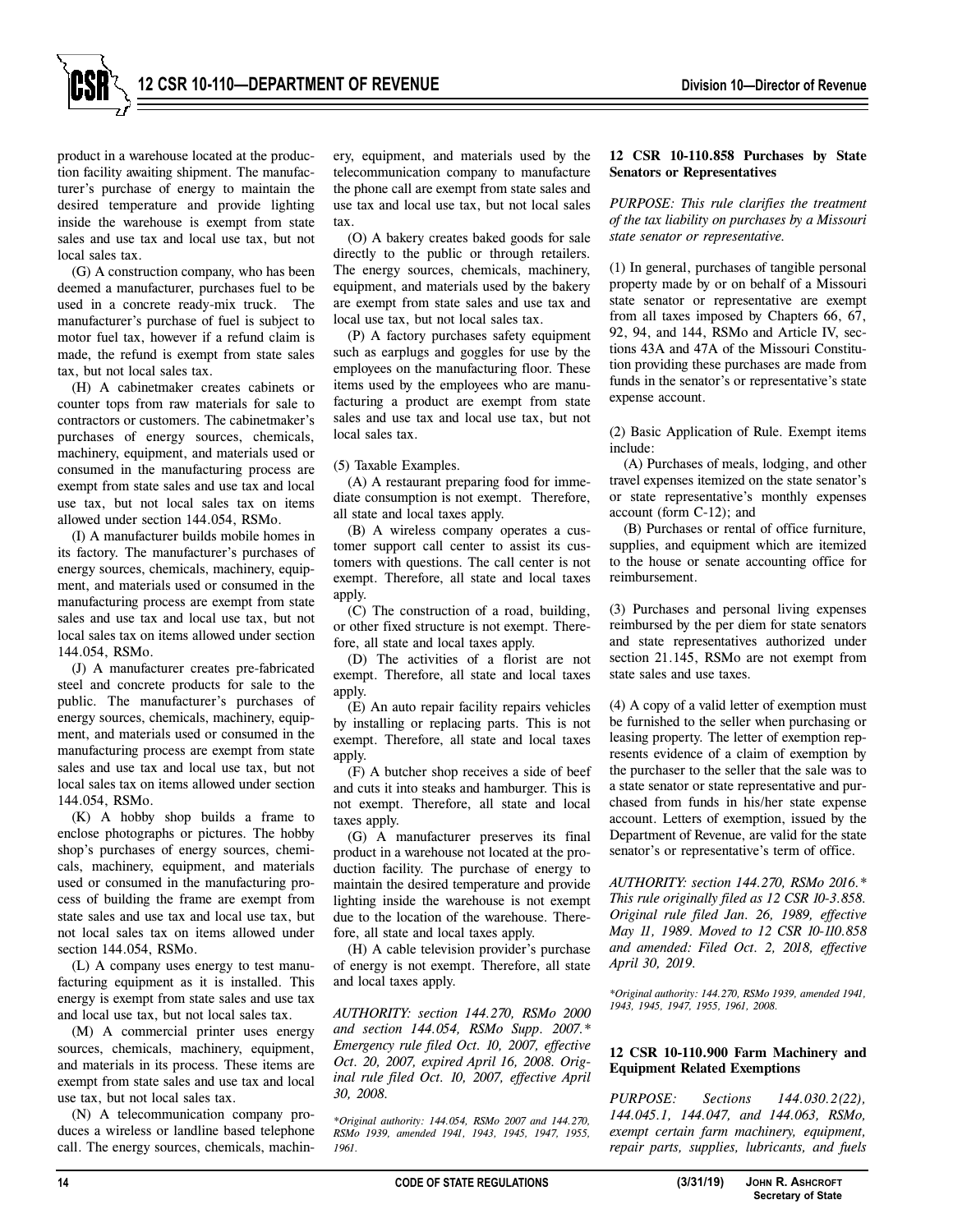product in a warehouse located at the production facility awaiting shipment. The manufacturer's purchase of energy to maintain the desired temperature and provide lighting inside the warehouse is exempt from state sales and use tax and local use tax, but not local sales tax.

(G) A construction company, who has been deemed a manufacturer, purchases fuel to be used in a concrete ready-mix truck. The manufacturer's purchase of fuel is subject to motor fuel tax, however if a refund claim is made, the refund is exempt from state sales tax, but not local sales tax.

(H) A cabinetmaker creates cabinets or counter tops from raw materials for sale to contractors or customers. The cabinetmaker's purchases of energy sources, chemicals, machinery, equipment, and materials used or consumed in the manufacturing process are exempt from state sales and use tax and local use tax, but not local sales tax on items allowed under section 144.054, RSMo.

(I) A manufacturer builds mobile homes in its factory. The manufacturer's purchases of energy sources, chemicals, machinery, equipment, and materials used or consumed in the manufacturing process are exempt from state sales and use tax and local use tax, but not local sales tax on items allowed under section 144.054, RSMo.

(J) A manufacturer creates pre-fabricated steel and concrete products for sale to the public. The manufacturer's purchases of energy sources, chemicals, machinery, equipment, and materials used or consumed in the manufacturing process are exempt from state sales and use tax and local use tax, but not local sales tax on items allowed under section 144.054, RSMo.

(K) A hobby shop builds a frame to enclose photographs or pictures. The hobby shop's purchases of energy sources, chemicals, machinery, equipment, and materials used or consumed in the manufacturing process of building the frame are exempt from state sales and use tax and local use tax, but not local sales tax on items allowed under section 144.054, RSMo.

(L) A company uses energy to test manufacturing equipment as it is installed. This energy is exempt from state sales and use tax and local use tax, but not local sales tax.

(M) A commercial printer uses energy sources, chemicals, machinery, equipment, and materials in its process. These items are exempt from state sales and use tax and local use tax, but not local sales tax.

(N) A telecommunication company produces a wireless or landline based telephone call. The energy sources, chemicals, machinery, equipment, and materials used by the telecommunication company to manufacture the phone call are exempt from state sales and use tax and local use tax, but not local sales tax.

(O) A bakery creates baked goods for sale directly to the public or through retailers. The energy sources, chemicals, machinery, equipment, and materials used by the bakery are exempt from state sales and use tax and local use tax, but not local sales tax.

(P) A factory purchases safety equipment such as earplugs and goggles for use by the employees on the manufacturing floor. These items used by the employees who are manufacturing a product are exempt from state sales and use tax and local use tax, but not local sales tax.

(5) Taxable Examples.

(A) A restaurant preparing food for immediate consumption is not exempt. Therefore, all state and local taxes apply.

(B) A wireless company operates a customer support call center to assist its customers with questions. The call center is not exempt. Therefore, all state and local taxes apply.

(C) The construction of a road, building, or other fixed structure is not exempt. Therefore, all state and local taxes apply.

(D) The activities of a florist are not exempt. Therefore, all state and local taxes apply.

(E) An auto repair facility repairs vehicles by installing or replacing parts. This is not exempt. Therefore, all state and local taxes apply.

(F) A butcher shop receives a side of beef and cuts it into steaks and hamburger. This is not exempt. Therefore, all state and local taxes apply.

(G) A manufacturer preserves its final product in a warehouse not located at the production facility. The purchase of energy to maintain the desired temperature and provide lighting inside the warehouse is not exempt due to the location of the warehouse. Therefore, all state and local taxes apply.

(H) A cable television provider's purchase of energy is not exempt. Therefore, all state and local taxes apply.

*AUTHORITY: section 144.270, RSMo 2000 and section 144.054, RSMo Supp. 2007.\* Emergency rule filed Oct. 10, 2007, effective Oct. 20, 2007, expired April 16, 2008. Original rule filed Oct. 10, 2007, effective April 30, 2008.*

*\*Original authority: 144.054, RSMo 2007 and 144.270, RSMo 1939, amended 1941, 1943, 1945, 1947, 1955, 1961.*

### 12 CSR 10-110.858 Purchases by State Senators or Representatives

*PURPOSE: This rule clarifies the treatment of the tax liability on purchases by a Missouri state senator or representative.*

(1) In general, purchases of tangible personal property made by or on behalf of a Missouri state senator or representative are exempt from all taxes imposed by Chapters 66, 67, 92, 94, and 144, RSMo and Article IV, sections 43A and 47A of the Missouri Constitution providing these purchases are made from funds in the senator's or representative's state expense account.

(2) Basic Application of Rule. Exempt items include:

(A) Purchases of meals, lodging, and other travel expenses itemized on the state senator's or state representative's monthly expenses account (form C-12); and

(B) Purchases or rental of office furniture, supplies, and equipment which are itemized to the house or senate accounting office for reimbursement.

(3) Purchases and personal living expenses reimbursed by the per diem for state senators and state representatives authorized under section 21.145, RSMo are not exempt from state sales and use taxes.

(4) A copy of a valid letter of exemption must be furnished to the seller when purchasing or leasing property. The letter of exemption represents evidence of a claim of exemption by the purchaser to the seller that the sale was to a state senator or state representative and purchased from funds in his/her state expense account. Letters of exemption, issued by the Department of Revenue, are valid for the state senator's or representative's term of office.

*AUTHORITY: section 144.270, RSMo 2016.\* This rule originally filed as 12 CSR 10-3.858. Original rule filed Jan. 26, 1989, effective May 11, 1989. Moved to 12 CSR 10-110.858 and amended: Filed Oct. 2, 2018, effective April 30, 2019.*

*\*Original authority: 144.270, RSMo 1939, amended 1941, 1943, 1945, 1947, 1955, 1961, 2008.*

### 12 CSR 10-110.900 Farm Machinery and Equipment Related Exemptions

*PURPOSE: Sections 144.030.2(22), 144.045.1, 144.047, and 144.063, RSMo, exempt certain farm machinery, equipment, repair parts, supplies, lubricants, and fuels*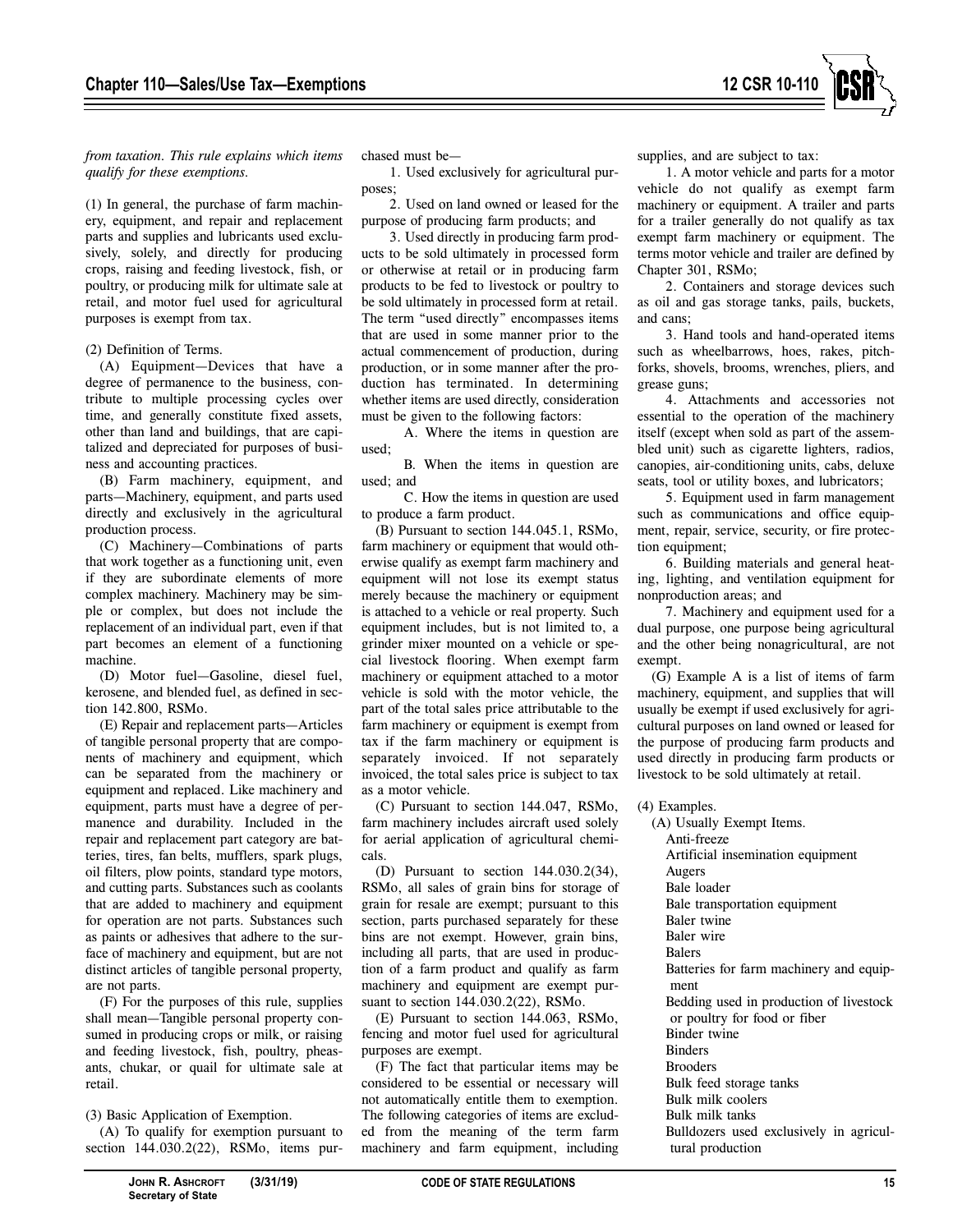*from taxation. This rule explains which items qualify for these exemptions.*

(1) In general, the purchase of farm machinery, equipment, and repair and replacement parts and supplies and lubricants used exclusively, solely, and directly for producing crops, raising and feeding livestock, fish, or poultry, or producing milk for ultimate sale at retail, and motor fuel used for agricultural purposes is exempt from tax.

(2) Definition of Terms.

(A) Equipment—Devices that have a degree of permanence to the business, contribute to multiple processing cycles over time, and generally constitute fixed assets, other than land and buildings, that are capitalized and depreciated for purposes of business and accounting practices.

(B) Farm machinery, equipment, and parts—Machinery, equipment, and parts used directly and exclusively in the agricultural production process.

(C) Machinery—Combinations of parts that work together as a functioning unit, even if they are subordinate elements of more complex machinery. Machinery may be simple or complex, but does not include the replacement of an individual part, even if that part becomes an element of a functioning machine.

(D) Motor fuel—Gasoline, diesel fuel, kerosene, and blended fuel, as defined in section 142.800, RSMo.

(E) Repair and replacement parts—Articles of tangible personal property that are components of machinery and equipment, which can be separated from the machinery or equipment and replaced. Like machinery and equipment, parts must have a degree of permanence and durability. Included in the repair and replacement part category are batteries, tires, fan belts, mufflers, spark plugs, oil filters, plow points, standard type motors, and cutting parts. Substances such as coolants that are added to machinery and equipment for operation are not parts. Substances such as paints or adhesives that adhere to the surface of machinery and equipment, but are not distinct articles of tangible personal property, are not parts.

(F) For the purposes of this rule, supplies shall mean—Tangible personal property consumed in producing crops or milk, or raising and feeding livestock, fish, poultry, pheasants, chukar, or quail for ultimate sale at retail.

(3) Basic Application of Exemption.

(A) To qualify for exemption pursuant to section 144.030.2(22), RSMo, items purchased must be—

1. Used exclusively for agricultural purposes;

2. Used on land owned or leased for the purpose of producing farm products; and

3. Used directly in producing farm products to be sold ultimately in processed form or otherwise at retail or in producing farm products to be fed to livestock or poultry to be sold ultimately in processed form at retail. The term "used directly" encompasses items that are used in some manner prior to the actual commencement of production, during production, or in some manner after the production has terminated. In determining whether items are used directly, consideration must be given to the following factors:

A. Where the items in question are used;

B. When the items in question are used; and

C. How the items in question are used to produce a farm product.

(B) Pursuant to section 144.045.1, RSMo, farm machinery or equipment that would otherwise qualify as exempt farm machinery and equipment will not lose its exempt status merely because the machinery or equipment is attached to a vehicle or real property. Such equipment includes, but is not limited to, a grinder mixer mounted on a vehicle or special livestock flooring. When exempt farm machinery or equipment attached to a motor vehicle is sold with the motor vehicle, the part of the total sales price attributable to the farm machinery or equipment is exempt from tax if the farm machinery or equipment is separately invoiced. If not separately invoiced, the total sales price is subject to tax as a motor vehicle.

(C) Pursuant to section 144.047, RSMo, farm machinery includes aircraft used solely for aerial application of agricultural chemicals.

(D) Pursuant to section 144.030.2(34), RSMo, all sales of grain bins for storage of grain for resale are exempt; pursuant to this section, parts purchased separately for these bins are not exempt. However, grain bins, including all parts, that are used in production of a farm product and qualify as farm machinery and equipment are exempt pursuant to section 144.030.2(22), RSMo.

(E) Pursuant to section 144.063, RSMo, fencing and motor fuel used for agricultural purposes are exempt.

(F) The fact that particular items may be considered to be essential or necessary will not automatically entitle them to exemption. The following categories of items are excluded from the meaning of the term farm machinery and farm equipment, including supplies, and are subject to tax:

1. A motor vehicle and parts for a motor vehicle do not qualify as exempt farm machinery or equipment. A trailer and parts for a trailer generally do not qualify as tax exempt farm machinery or equipment. The terms motor vehicle and trailer are defined by Chapter 301, RSMo;

2. Containers and storage devices such as oil and gas storage tanks, pails, buckets, and cans;

3. Hand tools and hand-operated items such as wheelbarrows, hoes, rakes, pitchforks, shovels, brooms, wrenches, pliers, and grease guns;

4. Attachments and accessories not essential to the operation of the machinery itself (except when sold as part of the assembled unit) such as cigarette lighters, radios, canopies, air-conditioning units, cabs, deluxe seats, tool or utility boxes, and lubricators;

5. Equipment used in farm management such as communications and office equipment, repair, service, security, or fire protection equipment;

6. Building materials and general heating, lighting, and ventilation equipment for nonproduction areas; and

7. Machinery and equipment used for a dual purpose, one purpose being agricultural and the other being nonagricultural, are not exempt.

(G) Example A is a list of items of farm machinery, equipment, and supplies that will usually be exempt if used exclusively for agricultural purposes on land owned or leased for the purpose of producing farm products and used directly in producing farm products or livestock to be sold ultimately at retail.

(4) Examples.

(A) Usually Exempt Items.

Anti-freeze
Artificial insemination equipment
Augers
Bale loader
Bale transportation equipment
Baler twine
Baler wire
Balers
Batteries for farm machinery and equipment
Bedding used in production of livestock or poultry for food or fiber
Binder twine
Binders
Brooders
Bulk feed storage tanks
Bulk milk coolers
Bulk milk tanks
Bulldozers used exclusively in agricultural production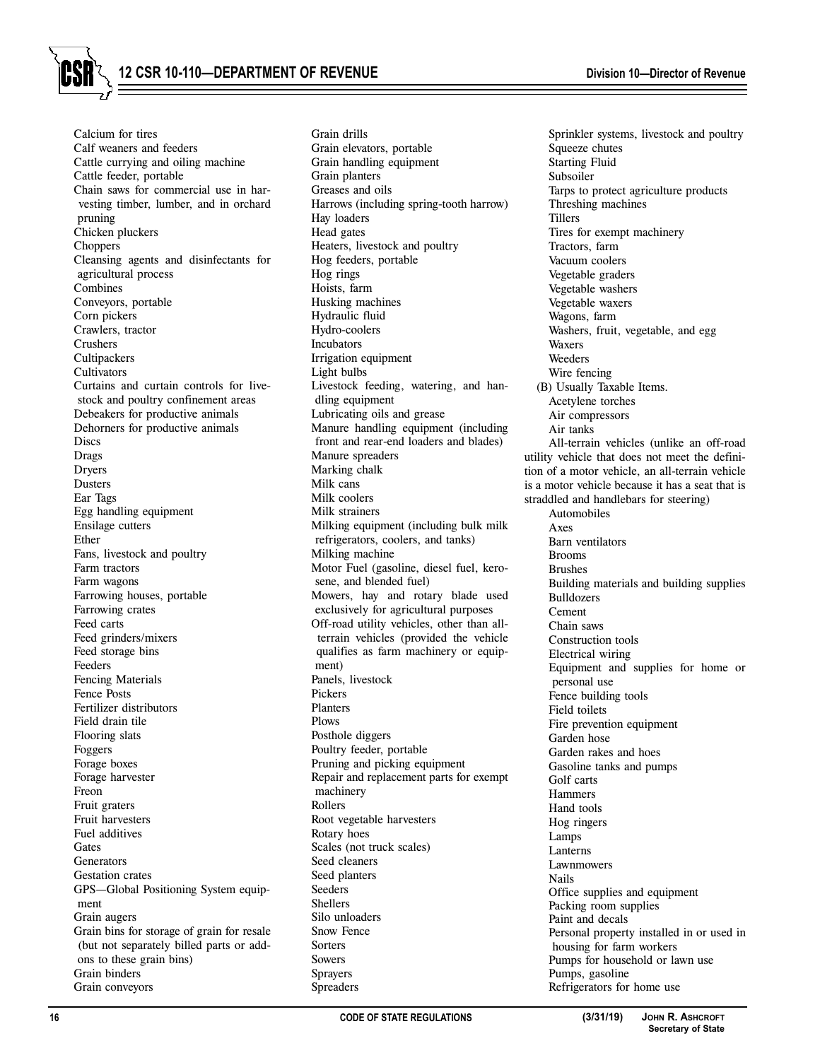Calcium for tires
Calf weaners and feeders
Cattle currying and oiling machine
Cattle feeder, portable
Chain saws for commercial use in harvesting timber, lumber, and in orchard pruning
Chicken pluckers
Choppers
Cleansing agents and disinfectants for agricultural process
Combines
Conveyors, portable
Corn pickers
Crawlers, tractor
Crushers
Cultipackers
Cultivators
Curtains and curtain controls for livestock and poultry confinement areas
Debeakers for productive animals
Dehorners for productive animals
Discs
Drags
Dryers
Dusters
Ear Tags
Egg handling equipment
Ensilage cutters
Ether
Fans, livestock and poultry
Farm tractors
Farm wagons
Farrowing houses, portable
Farrowing crates
Feed carts
Feed grinders/mixers
Feed storage bins
Feeders
Fencing Materials
Fence Posts
Fertilizer distributors
Field drain tile
Flooring slats
Foggers
Forage boxes
Forage harvester
Freon
Fruit graters
Fruit harvesters
Fuel additives
Gates
Generators
Gestation crates
GPS—Global Positioning System equipment
Grain augers
Grain bins for storage of grain for resale (but not separately billed parts or add-ons to these grain bins)
Grain binders
Grain conveyors
Grain drills
Grain elevators, portable
Grain handling equipment
Grain planters
Greases and oils
Harrows (including spring-tooth harrow)
Hay loaders
Head gates
Heaters, livestock and poultry
Hog feeders, portable
Hog rings
Hoists, farm
Husking machines
Hydraulic fluid
Hydro-coolers
Incubators
Irrigation equipment
Light bulbs
Livestock feeding, watering, and handling equipment
Lubricating oils and grease
Manure handling equipment (including front and rear-end loaders and blades)
Manure spreaders
Marking chalk
Milk cans
Milk coolers
Milk strainers
Milking equipment (including bulk milk refrigerators, coolers, and tanks)
Milking machine
Motor Fuel (gasoline, diesel fuel, kerosene, and blended fuel)
Mowers, hay and rotary blade used exclusively for agricultural purposes
Off-road utility vehicles, other than all-terrain vehicles (provided the vehicle qualifies as farm machinery or equipment)
Panels, livestock
Pickers
Planters
Plows
Posthole diggers
Poultry feeder, portable
Pruning and picking equipment
Repair and replacement parts for exempt machinery
Rollers
Root vegetable harvesters
Rotary hoes
Scales (not truck scales)
Seed cleaners
Seed planters
Seeders
Shellers
Silo unloaders
Snow Fence
Sorters
Sowers
Sprayers
Spreaders
Sprinkler systems, livestock and poultry
Squeeze chutes
Starting Fluid
Subsoiler
Tarps to protect agriculture products
Threshing machines
Tillers
Tires for exempt machinery
Tractors, farm
Vacuum coolers
Vegetable graders
Vegetable washers
Vegetable waxers
Wagons, farm
Washers, fruit, vegetable, and egg
Waxers
Weeders
Wire fencing

(B) Usually Taxable Items.

Acetylene torches
Air compressors
Air tanks
All-terrain vehicles (unlike an off-road utility vehicle that does not meet the definition of a motor vehicle, an all-terrain vehicle is a motor vehicle because it has a seat that is straddled and handlebars for steering)
Automobiles
Axes
Barn ventilators
Brooms
Brushes
Building materials and building supplies
Bulldozers
Cement
Chain saws
Construction tools
Electrical wiring
Equipment and supplies for home or personal use
Fence building tools
Field toilets
Fire prevention equipment
Garden hose
Garden rakes and hoes
Gasoline tanks and pumps
Golf carts
Hammers
Hand tools
Hog ringers
Lamps
Lanterns
Lawnmowers
Nails
Office supplies and equipment
Packing room supplies
Paint and decals
Personal property installed in or used in housing for farm workers
Pumps for household or lawn use
Pumps, gasoline
Refrigerators for home use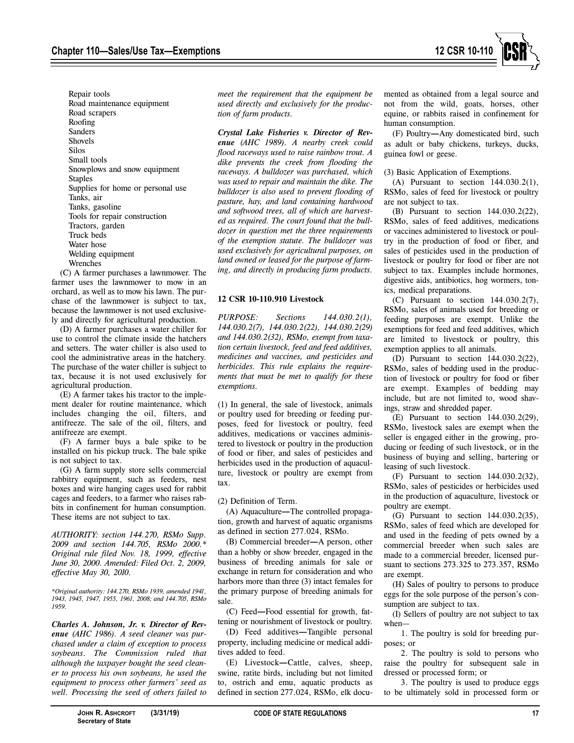Repair tools
Road maintenance equipment
Road scrapers
Roofing
Sanders
Shovels
Silos
Small tools
Snowplows and snow equipment
Staples
Supplies for home or personal use
Tanks, air
Tanks, gasoline
Tools for repair construction
Tractors, garden
Truck beds
Water hose
Welding equipment
Wrenches

(C) A farmer purchases a lawnmower. The farmer uses the lawnmower to mow in an orchard, as well as to mow his lawn. The purchase of the lawnmower is subject to tax, because the lawnmower is not used exclusively and directly for agricultural production.

(D) A farmer purchases a water chiller for use to control the climate inside the hatchers and setters. The water chiller is also used to cool the administrative areas in the hatchery. The purchase of the water chiller is subject to tax, because it is not used exclusively for agricultural production.

(E) A farmer takes his tractor to the implement dealer for routine maintenance, which includes changing the oil, filters, and antifreeze. The sale of the oil, filters, and antifreeze are exempt.

(F) A farmer buys a bale spike to be installed on his pickup truck. The bale spike is not subject to tax.

(G) A farm supply store sells commercial rabbitry equipment, such as feeders, nest boxes and wire hanging cages used for rabbit cages and feeders, to a farmer who raises rabbits in confinement for human consumption. These items are not subject to tax.

*AUTHORITY: section 144.270, RSMo Supp. 2009 and section 144.705, RSMo 2000.\* Original rule filed Nov. 18, 1999, effective June 30, 2000. Amended: Filed Oct. 2, 2009, effective May 30, 2010.*

*\*Original authority: 144.270, RSMo 1939, amended 1941, 1943, 1945, 1947, 1955, 1961, 2008; and 144.705, RSMo 1959.*

***Charles A. Johnson, Jr. v. Director of Revenue** (AHC 1986). A seed cleaner was purchased under a claim of exception to process soybeans. The Commission ruled that although the taxpayer bought the seed cleaner to process his own soybeans, he used the equipment to process other farmers' seed as well. Processing the seed of others failed to meet the requirement that the equipment be used directly and exclusively for the production of farm products.*

***Crystal Lake Fisheries v. Director of Revenue** (AHC 1989). A nearby creek could flood raceways used to raise rainbow trout. A dike prevents the creek from flooding the raceways. A bulldozer was purchased, which was used to repair and maintain the dike. The bulldozer is also used to prevent flooding of pasture, hay, and land containing hardwood and softwood trees, all of which are harvested as required. The court found that the bulldozer in question met the three requirements of the exemption statute. The bulldozer was used exclusively for agricultural purposes, on land owned or leased for the purpose of farming, and directly in producing farm products.*

### 12 CSR 10-110.910 Livestock

*PURPOSE: Sections 144.030.2(1), 144.030.2(7), 144.030.2(22), 144.030.2(29) and 144.030.2(32), RSMo, exempt from taxation certain livestock, feed and feed additives, medicines and vaccines, and pesticides and herbicides. This rule explains the requirements that must be met to qualify for these exemptions.*

(1) In general, the sale of livestock, animals or poultry used for breeding or feeding purposes, feed for livestock or poultry, feed additives, medications or vaccines administered to livestock or poultry in the production of food or fiber, and sales of pesticides and herbicides used in the production of aquaculture, livestock or poultry are exempt from tax.

(2) Definition of Term.

(A) Aquaculture—The controlled propagation, growth and harvest of aquatic organisms as defined in section 277.024, RSMo.

(B) Commercial breeder—A person, other than a hobby or show breeder, engaged in the business of breeding animals for sale or exchange in return for consideration and who harbors more than three (3) intact females for the primary purpose of breeding animals for sale.

(C) Feed—Food essential for growth, fattening or nourishment of livestock or poultry.

(D) Feed additives—Tangible personal property, including medicine or medical additives added to feed.

(E) Livestock—Cattle, calves, sheep, swine, ratite birds, including but not limited to, ostrich and emu, aquatic products as defined in section 277.024, RSMo, elk documented as obtained from a legal source and not from the wild, goats, horses, other equine, or rabbits raised in confinement for human consumption.

(F) Poultry—Any domesticated bird, such as adult or baby chickens, turkeys, ducks, guinea fowl or geese.

(3) Basic Application of Exemptions.

(A) Pursuant to section 144.030.2(1), RSMo, sales of feed for livestock or poultry are not subject to tax.

(B) Pursuant to section 144.030.2(22), RSMo, sales of feed additives, medications or vaccines administered to livestock or poultry in the production of food or fiber, and sales of pesticides used in the production of livestock or poultry for food or fiber are not subject to tax. Examples include hormones, digestive aids, antibiotics, hog wormers, tonics, medical preparations.

(C) Pursuant to section 144.030.2(7), RSMo, sales of animals used for breeding or feeding purposes are exempt. Unlike the exemptions for feed and feed additives, which are limited to livestock or poultry, this exemption applies to all animals.

(D) Pursuant to section 144.030.2(22), RSMo, sales of bedding used in the production of livestock or poultry for food or fiber are exempt. Examples of bedding may include, but are not limited to, wood shavings, straw and shredded paper.

(E) Pursuant to section 144.030.2(29), RSMo, livestock sales are exempt when the seller is engaged either in the growing, producing or feeding of such livestock, or in the business of buying and selling, bartering or leasing of such livestock.

(F) Pursuant to section 144.030.2(32), RSMo, sales of pesticides or herbicides used in the production of aquaculture, livestock or poultry are exempt.

(G) Pursuant to section 144.030.2(35), RSMo, sales of feed which are developed for and used in the feeding of pets owned by a commercial breeder when such sales are made to a commercial breeder, licensed pursuant to sections 273.325 to 273.357, RSMo are exempt.

(H) Sales of poultry to persons to produce eggs for the sole purpose of the person's consumption are subject to tax.

(I) Sellers of poultry are not subject to tax when—

1. The poultry is sold for breeding purposes; or

2. The poultry is sold to persons who raise the poultry for subsequent sale in dressed or processed form; or

3. The poultry is used to produce eggs to be ultimately sold in processed form or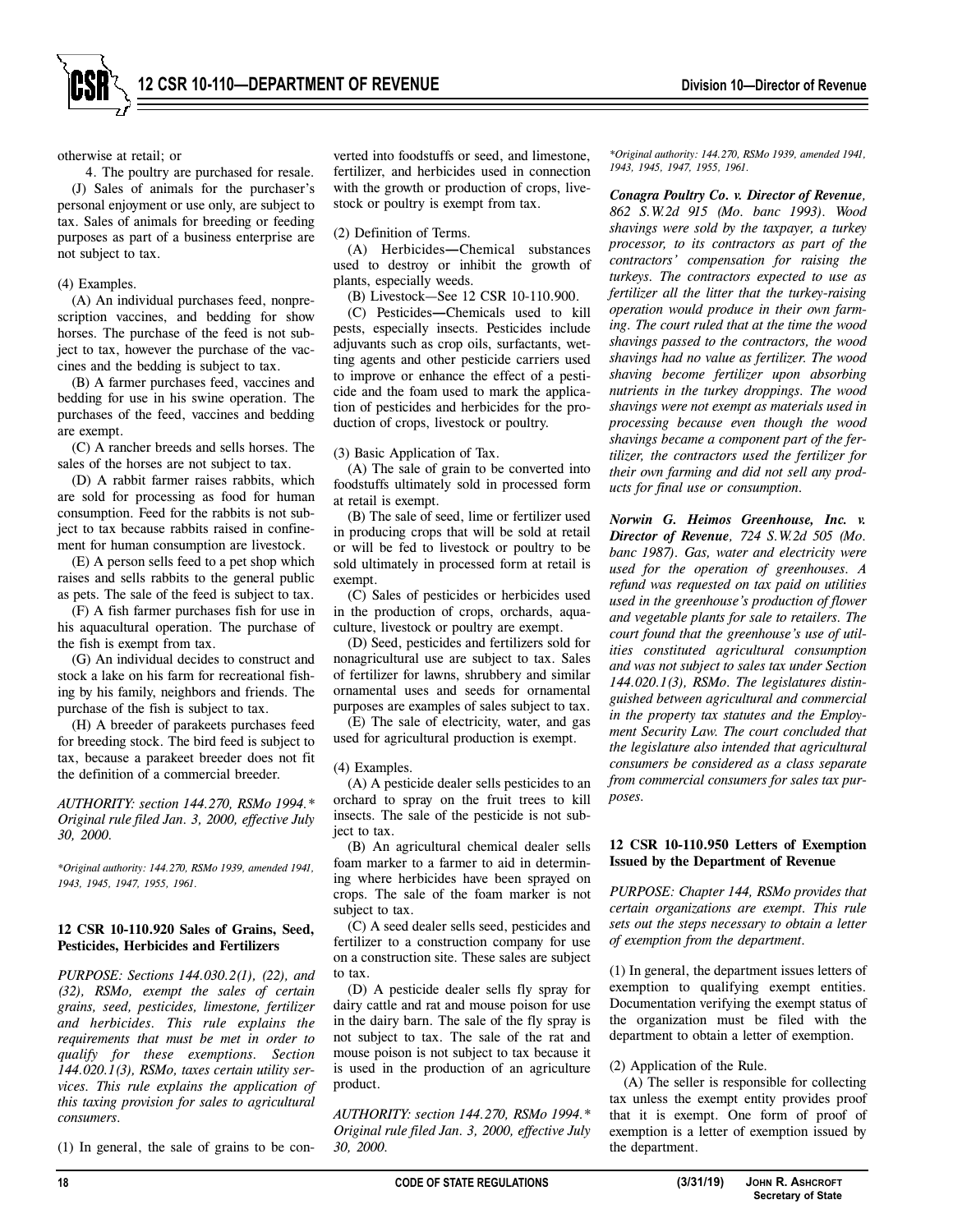otherwise at retail; or

4. The poultry are purchased for resale.

(J) Sales of animals for the purchaser's personal enjoyment or use only, are subject to tax. Sales of animals for breeding or feeding purposes as part of a business enterprise are not subject to tax.

(4) Examples.

(A) An individual purchases feed, nonprescription vaccines, and bedding for show horses. The purchase of the feed is not subject to tax, however the purchase of the vaccines and the bedding is subject to tax.

(B) A farmer purchases feed, vaccines and bedding for use in his swine operation. The purchases of the feed, vaccines and bedding are exempt.

(C) A rancher breeds and sells horses. The sales of the horses are not subject to tax.

(D) A rabbit farmer raises rabbits, which are sold for processing as food for human consumption. Feed for the rabbits is not subject to tax because rabbits raised in confinement for human consumption are livestock.

(E) A person sells feed to a pet shop which raises and sells rabbits to the general public as pets. The sale of the feed is subject to tax.

(F) A fish farmer purchases fish for use in his aquacultural operation. The purchase of the fish is exempt from tax.

(G) An individual decides to construct and stock a lake on his farm for recreational fishing by his family, neighbors and friends. The purchase of the fish is subject to tax.

(H) A breeder of parakeets purchases feed for breeding stock. The bird feed is subject to tax, because a parakeet breeder does not fit the definition of a commercial breeder.

*AUTHORITY: section 144.270, RSMo 1994.\* Original rule filed Jan. 3, 2000, effective July 30, 2000.*

*\*Original authority: 144.270, RSMo 1939, amended 1941, 1943, 1945, 1947, 1955, 1961.*

**12 CSR 10-110.920 Sales of Grains, Seed, Pesticides, Herbicides and Fertilizers**

*PURPOSE: Sections 144.030.2(1), (22), and (32), RSMo, exempt the sales of certain grains, seed, pesticides, limestone, fertilizer and herbicides. This rule explains the requirements that must be met in order to qualify for these exemptions. Section 144.020.1(3), RSMo, taxes certain utility services. This rule explains the application of this taxing provision for sales to agricultural consumers.*

(1) In general, the sale of grains to be converted into foodstuffs or seed, and limestone, fertilizer, and herbicides used in connection with the growth or production of crops, livestock or poultry is exempt from tax.

(2) Definition of Terms.

(A) Herbicides—Chemical substances used to destroy or inhibit the growth of plants, especially weeds.

(B) Livestock—See 12 CSR 10-110.900.

(C) Pesticides—Chemicals used to kill pests, especially insects. Pesticides include adjuvants such as crop oils, surfactants, wetting agents and other pesticide carriers used to improve or enhance the effect of a pesticide and the foam used to mark the application of pesticides and herbicides for the production of crops, livestock or poultry.

(3) Basic Application of Tax.

(A) The sale of grain to be converted into foodstuffs ultimately sold in processed form at retail is exempt.

(B) The sale of seed, lime or fertilizer used in producing crops that will be sold at retail or will be fed to livestock or poultry to be sold ultimately in processed form at retail is exempt.

(C) Sales of pesticides or herbicides used in the production of crops, orchards, aquaculture, livestock or poultry are exempt.

(D) Seed, pesticides and fertilizers sold for nonagricultural use are subject to tax. Sales of fertilizer for lawns, shrubbery and similar ornamental uses and seeds for ornamental purposes are examples of sales subject to tax.

(E) The sale of electricity, water, and gas used for agricultural production is exempt.

(4) Examples.

(A) A pesticide dealer sells pesticides to an orchard to spray on the fruit trees to kill insects. The sale of the pesticide is not subject to tax.

(B) An agricultural chemical dealer sells foam marker to a farmer to aid in determining where herbicides have been sprayed on crops. The sale of the foam marker is not subject to tax.

(C) A seed dealer sells seed, pesticides and fertilizer to a construction company for use on a construction site. These sales are subject to tax.

(D) A pesticide dealer sells fly spray for dairy cattle and rat and mouse poison for use in the dairy barn. The sale of the fly spray is not subject to tax. The sale of the rat and mouse poison is not subject to tax because it is used in the production of an agriculture product.

*AUTHORITY: section 144.270, RSMo 1994.\* Original rule filed Jan. 3, 2000, effective July 30, 2000.*

*\*Original authority: 144.270, RSMo 1939, amended 1941, 1943, 1945, 1947, 1955, 1961.*

***Conagra Poultry Co. v. Director of Revenue**, 862 S.W.2d 915 (Mo. banc 1993). Wood shavings were sold by the taxpayer, a turkey processor, to its contractors as part of the contractors' compensation for raising the turkeys. The contractors expected to use as fertilizer all the litter that the turkey-raising operation would produce in their own farming. The court ruled that at the time the wood shavings passed to the contractors, the wood shavings had no value as fertilizer. The wood shaving become fertilizer upon absorbing nutrients in the turkey droppings. The wood shavings were not exempt as materials used in processing because even though the wood shavings became a component part of the fertilizer, the contractors used the fertilizer for their own farming and did not sell any products for final use or consumption.*

***Norwin G. Heimos Greenhouse, Inc. v. Director of Revenue**, 724 S.W.2d 505 (Mo. banc 1987). Gas, water and electricity were used for the operation of greenhouses. A refund was requested on tax paid on utilities used in the greenhouse's production of flower and vegetable plants for sale to retailers. The court found that the greenhouse's use of utilities constituted agricultural consumption and was not subject to sales tax under Section 144.020.1(3), RSMo. The legislatures distinguished between agricultural and commercial in the property tax statutes and the Employment Security Law. The court concluded that the legislature also intended that agricultural consumers be considered as a class separate from commercial consumers for sales tax purposes.*

**12 CSR 10-110.950 Letters of Exemption Issued by the Department of Revenue**

*PURPOSE: Chapter 144, RSMo provides that certain organizations are exempt. This rule sets out the steps necessary to obtain a letter of exemption from the department.*

(1) In general, the department issues letters of exemption to qualifying exempt entities. Documentation verifying the exempt status of the organization must be filed with the department to obtain a letter of exemption.

(2) Application of the Rule.

(A) The seller is responsible for collecting tax unless the exempt entity provides proof that it is exempt. One form of proof of exemption is a letter of exemption issued by the department.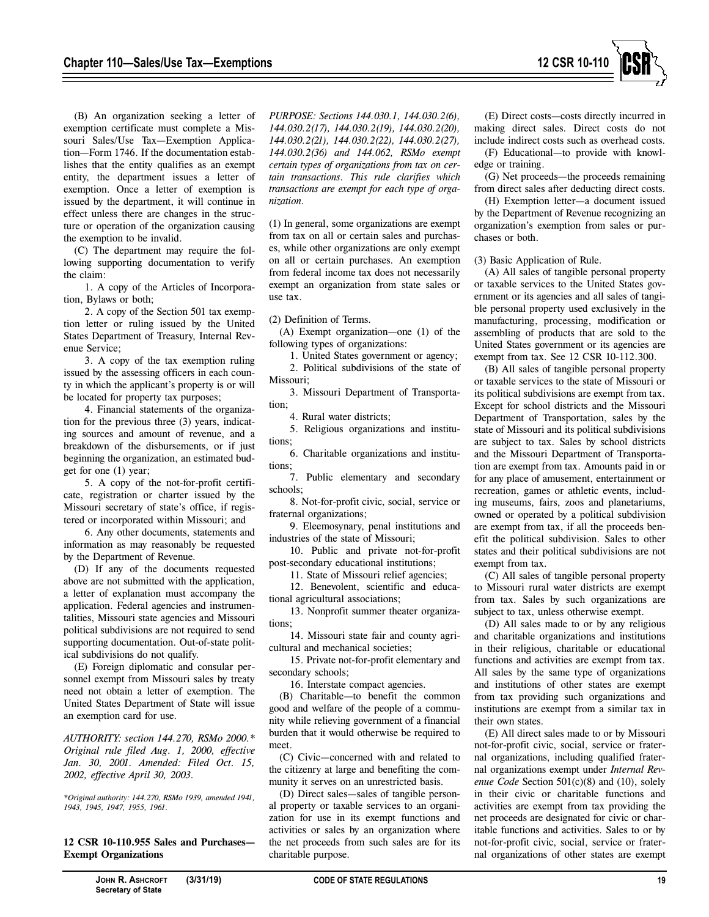(B) An organization seeking a letter of exemption certificate must complete a Missouri Sales/Use Tax—Exemption Application—Form 1746. If the documentation establishes that the entity qualifies as an exempt entity, the department issues a letter of exemption. Once a letter of exemption is issued by the department, it will continue in effect unless there are changes in the structure or operation of the organization causing the exemption to be invalid.

(C) The department may require the following supporting documentation to verify the claim:

1. A copy of the Articles of Incorporation, Bylaws or both;

2. A copy of the Section 501 tax exemption letter or ruling issued by the United States Department of Treasury, Internal Revenue Service;

3. A copy of the tax exemption ruling issued by the assessing officers in each county in which the applicant's property is or will be located for property tax purposes;

4. Financial statements of the organization for the previous three (3) years, indicating sources and amount of revenue, and a breakdown of the disbursements, or if just beginning the organization, an estimated budget for one (1) year;

5. A copy of the not-for-profit certificate, registration or charter issued by the Missouri secretary of state's office, if registered or incorporated within Missouri; and

6. Any other documents, statements and information as may reasonably be requested by the Department of Revenue.

(D) If any of the documents requested above are not submitted with the application, a letter of explanation must accompany the application. Federal agencies and instrumentalities, Missouri state agencies and Missouri political subdivisions are not required to send supporting documentation. Out-of-state political subdivisions do not qualify.

(E) Foreign diplomatic and consular personnel exempt from Missouri sales by treaty need not obtain a letter of exemption. The United States Department of State will issue an exemption card for use.

*AUTHORITY: section 144.270, RSMo 2000.\* Original rule filed Aug. 1, 2000, effective Jan. 30, 2001. Amended: Filed Oct. 15, 2002, effective April 30, 2003.*

*\*Original authority: 144.270, RSMo 1939, amended 1941, 1943, 1945, 1947, 1955, 1961.*

**12 CSR 10-110.955 Sales and Purchases—Exempt Organizations**

*PURPOSE: Sections 144.030.1, 144.030.2(6), 144.030.2(17), 144.030.2(19), 144.030.2(20), 144.030.2(21), 144.030.2(22), 144.030.2(27), 144.030.2(36) and 144.062, RSMo exempt certain types of organizations from tax on certain transactions. This rule clarifies which transactions are exempt for each type of organization.*

(1) In general, some organizations are exempt from tax on all or certain sales and purchases, while other organizations are only exempt on all or certain purchases. An exemption from federal income tax does not necessarily exempt an organization from state sales or use tax.

(2) Definition of Terms.

(A) Exempt organization—one (1) of the following types of organizations:

1. United States government or agency;

2. Political subdivisions of the state of Missouri;

3. Missouri Department of Transportation;

4. Rural water districts;

5. Religious organizations and institutions;

6. Charitable organizations and institutions;

7. Public elementary and secondary schools;

8. Not-for-profit civic, social, service or fraternal organizations;

9. Eleemosynary, penal institutions and industries of the state of Missouri;

10. Public and private not-for-profit post-secondary educational institutions;

11. State of Missouri relief agencies;

12. Benevolent, scientific and educational agricultural associations;

13. Nonprofit summer theater organizations;

14. Missouri state fair and county agricultural and mechanical societies;

15. Private not-for-profit elementary and secondary schools;

16. Interstate compact agencies.

(B) Charitable—to benefit the common good and welfare of the people of a community while relieving government of a financial burden that it would otherwise be required to meet.

(C) Civic—concerned with and related to the citizenry at large and benefiting the community it serves on an unrestricted basis.

(D) Direct sales—sales of tangible personal property or taxable services to an organization for use in its exempt functions and activities or sales by an organization where the net proceeds from such sales are for its charitable purpose.

(E) Direct costs—costs directly incurred in making direct sales. Direct costs do not include indirect costs such as overhead costs.

(F) Educational—to provide with knowledge or training.

(G) Net proceeds—the proceeds remaining from direct sales after deducting direct costs.

(H) Exemption letter—a document issued by the Department of Revenue recognizing an organization's exemption from sales or purchases or both.

(3) Basic Application of Rule.

(A) All sales of tangible personal property or taxable services to the United States government or its agencies and all sales of tangible personal property used exclusively in the manufacturing, processing, modification or assembling of products that are sold to the United States government or its agencies are exempt from tax. See 12 CSR 10-112.300.

(B) All sales of tangible personal property or taxable services to the state of Missouri or its political subdivisions are exempt from tax. Except for school districts and the Missouri Department of Transportation, sales by the state of Missouri and its political subdivisions are subject to tax. Sales by school districts and the Missouri Department of Transportation are exempt from tax. Amounts paid in or for any place of amusement, entertainment or recreation, games or athletic events, including museums, fairs, zoos and planetariums, owned or operated by a political subdivision are exempt from tax, if all the proceeds benefit the political subdivision. Sales to other states and their political subdivisions are not exempt from tax.

(C) All sales of tangible personal property to Missouri rural water districts are exempt from tax. Sales by such organizations are subject to tax, unless otherwise exempt.

(D) All sales made to or by any religious and charitable organizations and institutions in their religious, charitable or educational functions and activities are exempt from tax. All sales by the same type of organizations and institutions of other states are exempt from tax providing such organizations and institutions are exempt from a similar tax in their own states.

(E) All direct sales made to or by Missouri not-for-profit civic, social, service or fraternal organizations, including qualified fraternal organizations exempt under *Internal Revenue Code* Section 501(c)(8) and (10), solely in their civic or charitable functions and activities are exempt from tax providing the net proceeds are designated for civic or charitable functions and activities. Sales to or by not-for-profit civic, social, service or fraternal organizations of other states are exempt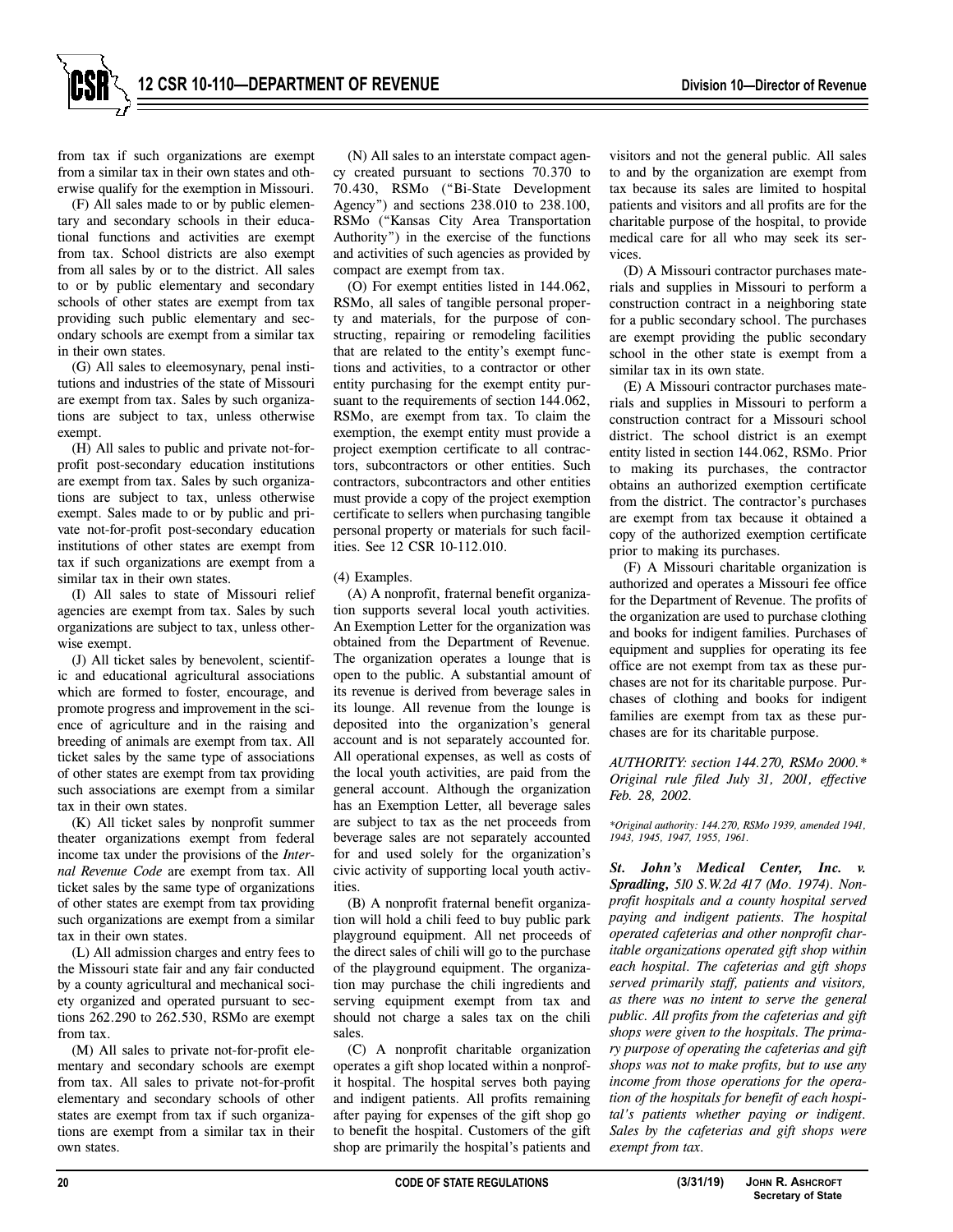from tax if such organizations are exempt from a similar tax in their own states and otherwise qualify for the exemption in Missouri.

(F) All sales made to or by public elementary and secondary schools in their educational functions and activities are exempt from tax. School districts are also exempt from all sales by or to the district. All sales to or by public elementary and secondary schools of other states are exempt from tax providing such public elementary and secondary schools are exempt from a similar tax in their own states.

(G) All sales to eleemosynary, penal institutions and industries of the state of Missouri are exempt from tax. Sales by such organizations are subject to tax, unless otherwise exempt.

(H) All sales to public and private not-for-profit post-secondary education institutions are exempt from tax. Sales by such organizations are subject to tax, unless otherwise exempt. Sales made to or by public and private not-for-profit post-secondary education institutions of other states are exempt from tax if such organizations are exempt from a similar tax in their own states.

(I) All sales to state of Missouri relief agencies are exempt from tax. Sales by such organizations are subject to tax, unless otherwise exempt.

(J) All ticket sales by benevolent, scientific and educational agricultural associations which are formed to foster, encourage, and promote progress and improvement in the science of agriculture and in the raising and breeding of animals are exempt from tax. All ticket sales by the same type of associations of other states are exempt from tax providing such associations are exempt from a similar tax in their own states.

(K) All ticket sales by nonprofit summer theater organizations exempt from federal income tax under the provisions of the *Internal Revenue Code* are exempt from tax. All ticket sales by the same type of organizations of other states are exempt from tax providing such organizations are exempt from a similar tax in their own states.

(L) All admission charges and entry fees to the Missouri state fair and any fair conducted by a county agricultural and mechanical society organized and operated pursuant to sections 262.290 to 262.530, RSMo are exempt from tax.

(M) All sales to private not-for-profit elementary and secondary schools are exempt from tax. All sales to private not-for-profit elementary and secondary schools of other states are exempt from tax if such organizations are exempt from a similar tax in their own states.

(N) All sales to an interstate compact agency created pursuant to sections 70.370 to 70.430, RSMo ("Bi-State Development Agency") and sections 238.010 to 238.100, RSMo ("Kansas City Area Transportation Authority") in the exercise of the functions and activities of such agencies as provided by compact are exempt from tax.

(O) For exempt entities listed in 144.062, RSMo, all sales of tangible personal property and materials, for the purpose of constructing, repairing or remodeling facilities that are related to the entity's exempt functions and activities, to a contractor or other entity purchasing for the exempt entity pursuant to the requirements of section 144.062, RSMo, are exempt from tax. To claim the exemption, the exempt entity must provide a project exemption certificate to all contractors, subcontractors or other entities. Such contractors, subcontractors and other entities must provide a copy of the project exemption certificate to sellers when purchasing tangible personal property or materials for such facilities. See 12 CSR 10-112.010.

(4) Examples.

(A) A nonprofit, fraternal benefit organization supports several local youth activities. An Exemption Letter for the organization was obtained from the Department of Revenue. The organization operates a lounge that is open to the public. A substantial amount of its revenue is derived from beverage sales in its lounge. All revenue from the lounge is deposited into the organization's general account and is not separately accounted for. All operational expenses, as well as costs of the local youth activities, are paid from the general account. Although the organization has an Exemption Letter, all beverage sales are subject to tax as the net proceeds from beverage sales are not separately accounted for and used solely for the organization's civic activity of supporting local youth activities.

(B) A nonprofit fraternal benefit organization will hold a chili feed to buy public park playground equipment. All net proceeds of the direct sales of chili will go to the purchase of the playground equipment. The organization may purchase the chili ingredients and serving equipment exempt from tax and should not charge a sales tax on the chili sales.

(C) A nonprofit charitable organization operates a gift shop located within a nonprofit hospital. The hospital serves both paying and indigent patients. All profits remaining after paying for expenses of the gift shop go to benefit the hospital. Customers of the gift shop are primarily the hospital's patients and visitors and not the general public. All sales to and by the organization are exempt from tax because its sales are limited to hospital patients and visitors and all profits are for the charitable purpose of the hospital, to provide medical care for all who may seek its services.

(D) A Missouri contractor purchases materials and supplies in Missouri to perform a construction contract in a neighboring state for a public secondary school. The purchases are exempt providing the public secondary school in the other state is exempt from a similar tax in its own state.

(E) A Missouri contractor purchases materials and supplies in Missouri to perform a construction contract for a Missouri school district. The school district is an exempt entity listed in section 144.062, RSMo. Prior to making its purchases, the contractor obtains an authorized exemption certificate from the district. The contractor's purchases are exempt from tax because it obtained a copy of the authorized exemption certificate prior to making its purchases.

(F) A Missouri charitable organization is authorized and operates a Missouri fee office for the Department of Revenue. The profits of the organization are used to purchase clothing and books for indigent families. Purchases of equipment and supplies for operating its fee office are not exempt from tax as these purchases are not for its charitable purpose. Purchases of clothing and books for indigent families are exempt from tax as these purchases are for its charitable purpose.

*AUTHORITY: section 144.270, RSMo 2000.\* Original rule filed July 31, 2001, effective Feb. 28, 2002.*

*\*Original authority: 144.270, RSMo 1939, amended 1941, 1943, 1945, 1947, 1955, 1961.*

***St. John's Medical Center, Inc. v. Spradling,*** *510 S.W.2d 417 (Mo. 1974). Nonprofit hospitals and a county hospital served paying and indigent patients. The hospital operated cafeterias and other nonprofit charitable organizations operated gift shop within each hospital. The cafeterias and gift shops served primarily staff, patients and visitors, as there was no intent to serve the general public. All profits from the cafeterias and gift shops were given to the hospitals. The primary purpose of operating the cafeterias and gift shops was not to make profits, but to use any income from those operations for the operation of the hospitals for benefit of each hospital's patients whether paying or indigent. Sales by the cafeterias and gift shops were exempt from tax.*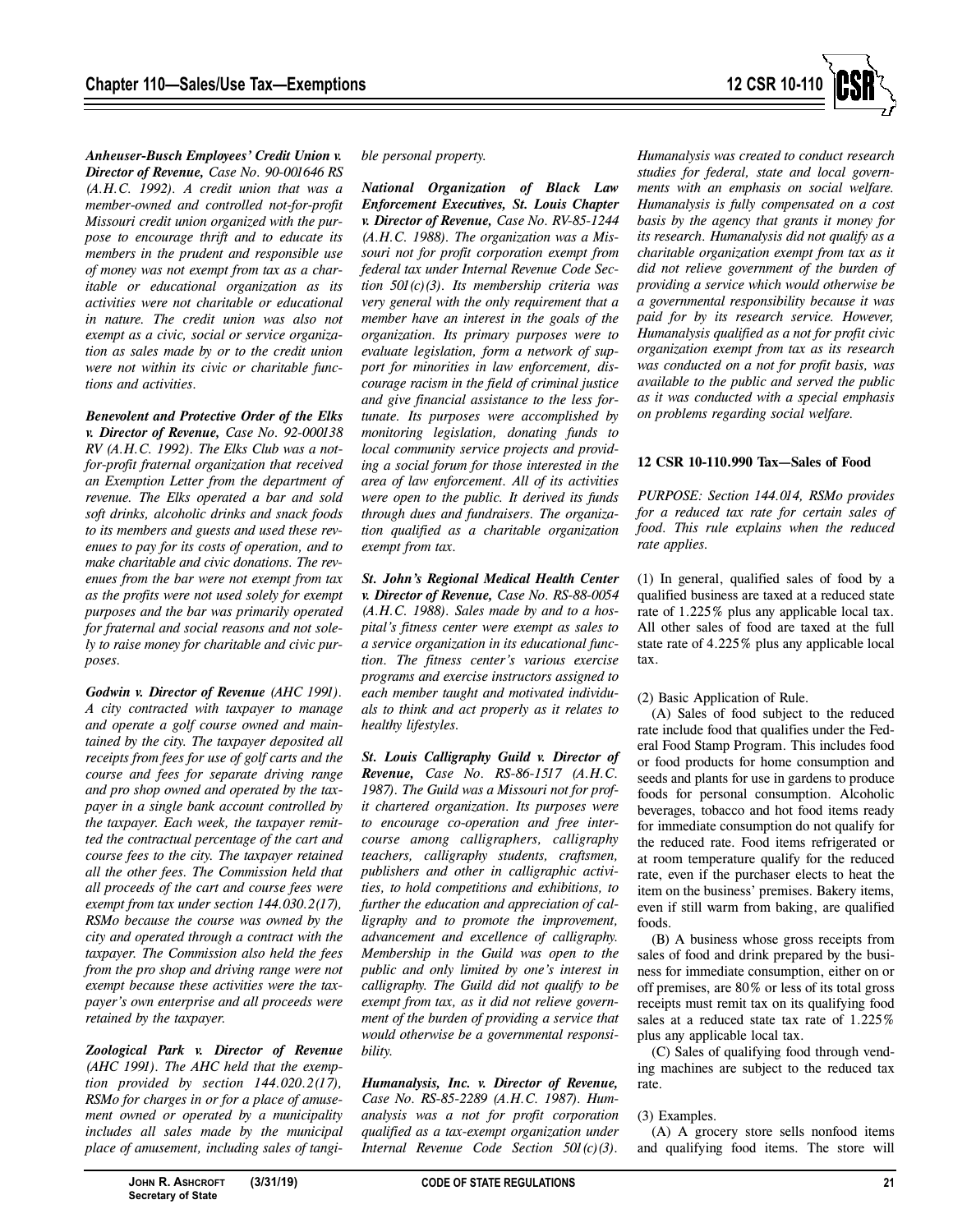***Anheuser-Busch Employees' Credit Union v. Director of Revenue,*** *Case No. 90-001646 RS (A.H.C. 1992). A credit union that was a member-owned and controlled not-for-profit Missouri credit union organized with the purpose to encourage thrift and to educate its members in the prudent and responsible use of money was not exempt from tax as a charitable or educational organization as its activities were not charitable or educational in nature. The credit union was also not exempt as a civic, social or service organization as sales made by or to the credit union were not within its civic or charitable functions and activities.*

***Benevolent and Protective Order of the Elks v. Director of Revenue,*** *Case No. 92-000138 RV (A.H.C. 1992). The Elks Club was a not-for-profit fraternal organization that received an Exemption Letter from the department of revenue. The Elks operated a bar and sold soft drinks, alcoholic drinks and snack foods to its members and guests and used these revenues to pay for its costs of operation, and to make charitable and civic donations. The revenues from the bar were not exempt from tax as the profits were not used solely for exempt purposes and the bar was primarily operated for fraternal and social reasons and not solely to raise money for charitable and civic purposes.*

***Godwin v. Director of Revenue*** *(AHC 1991). A city contracted with taxpayer to manage and operate a golf course owned and maintained by the city. The taxpayer deposited all receipts from fees for use of golf carts and the course and fees for separate driving range and pro shop owned and operated by the taxpayer in a single bank account controlled by the taxpayer. Each week, the taxpayer remitted the contractual percentage of the cart and course fees to the city. The taxpayer retained all the other fees. The Commission held that all proceeds of the cart and course fees were exempt from tax under section 144.030.2(17), RSMo because the course was owned by the city and operated through a contract with the taxpayer. The Commission also held the fees from the pro shop and driving range were not exempt because these activities were the taxpayer's own enterprise and all proceeds were retained by the taxpayer.*

***Zoological Park v. Director of Revenue*** *(AHC 1991). The AHC held that the exemption provided by section 144.020.2(17), RSMo for charges in or for a place of amusement owned or operated by a municipality includes all sales made by the municipal place of amusement, including sales of tangible personal property.*

***National Organization of Black Law Enforcement Executives, St. Louis Chapter v. Director of Revenue,*** *Case No. RV-85-1244 (A.H.C. 1988). The organization was a Missouri not for profit corporation exempt from federal tax under Internal Revenue Code Section 501(c)(3). Its membership criteria was very general with the only requirement that a member have an interest in the goals of the organization. Its primary purposes were to evaluate legislation, form a network of support for minorities in law enforcement, discourage racism in the field of criminal justice and give financial assistance to the less fortunate. Its purposes were accomplished by monitoring legislation, donating funds to local community service projects and providing a social forum for those interested in the area of law enforcement. All of its activities were open to the public. It derived its funds through dues and fundraisers. The organization qualified as a charitable organization exempt from tax.*

***St. John's Regional Medical Health Center v. Director of Revenue,*** *Case No. RS-88-0054 (A.H.C. 1988). Sales made by and to a hospital's fitness center were exempt as sales to a service organization in its educational function. The fitness center's various exercise programs and exercise instructors assigned to each member taught and motivated individuals to think and act properly as it relates to healthy lifestyles.*

***St. Louis Calligraphy Guild v. Director of Revenue,*** *Case No. RS-86-1517 (A.H.C. 1987). The Guild was a Missouri not for profit chartered organization. Its purposes were to encourage co-operation and free intercourse among calligraphers, calligraphy teachers, calligraphy students, craftsmen, publishers and other in calligraphic activities, to hold competitions and exhibitions, to further the education and appreciation of calligraphy and to promote the improvement, advancement and excellence of calligraphy. Membership in the Guild was open to the public and only limited by one's interest in calligraphy. The Guild did not qualify to be exempt from tax, as it did not relieve government of the burden of providing a service that would otherwise be a governmental responsibility.*

***Humanalysis, Inc. v. Director of Revenue,*** *Case No. RS-85-2289 (A.H.C. 1987). Humanalysis was a not for profit corporation qualified as a tax-exempt organization under Internal Revenue Code Section 501(c)(3). Humanalysis was created to conduct research studies for federal, state and local governments with an emphasis on social welfare. Humanalysis is fully compensated on a cost basis by the agency that grants it money for its research. Humanalysis did not qualify as a charitable organization exempt from tax as it did not relieve government of the burden of providing a service which would otherwise be a governmental responsibility because it was paid for by its research service. However, Humanalysis qualified as a not for profit civic organization exempt from tax as its research was conducted on a not for profit basis, was available to the public and served the public as it was conducted with a special emphasis on problems regarding social welfare.*

## 12 CSR 10-110.990 Tax—Sales of Food

*PURPOSE: Section 144.014, RSMo provides for a reduced tax rate for certain sales of food. This rule explains when the reduced rate applies.*

(1) In general, qualified sales of food by a qualified business are taxed at a reduced state rate of 1.225% plus any applicable local tax. All other sales of food are taxed at the full state rate of 4.225% plus any applicable local tax.

(2) Basic Application of Rule.

(A) Sales of food subject to the reduced rate include food that qualifies under the Federal Food Stamp Program. This includes food or food products for home consumption and seeds and plants for use in gardens to produce foods for personal consumption. Alcoholic beverages, tobacco and hot food items ready for immediate consumption do not qualify for the reduced rate. Food items refrigerated or at room temperature qualify for the reduced rate, even if the purchaser elects to heat the item on the business' premises. Bakery items, even if still warm from baking, are qualified foods.

(B) A business whose gross receipts from sales of food and drink prepared by the business for immediate consumption, either on or off premises, are 80% or less of its total gross receipts must remit tax on its qualifying food sales at a reduced state tax rate of 1.225% plus any applicable local tax.

(C) Sales of qualifying food through vending machines are subject to the reduced tax rate.

(3) Examples.

(A) A grocery store sells nonfood items and qualifying food items. The store will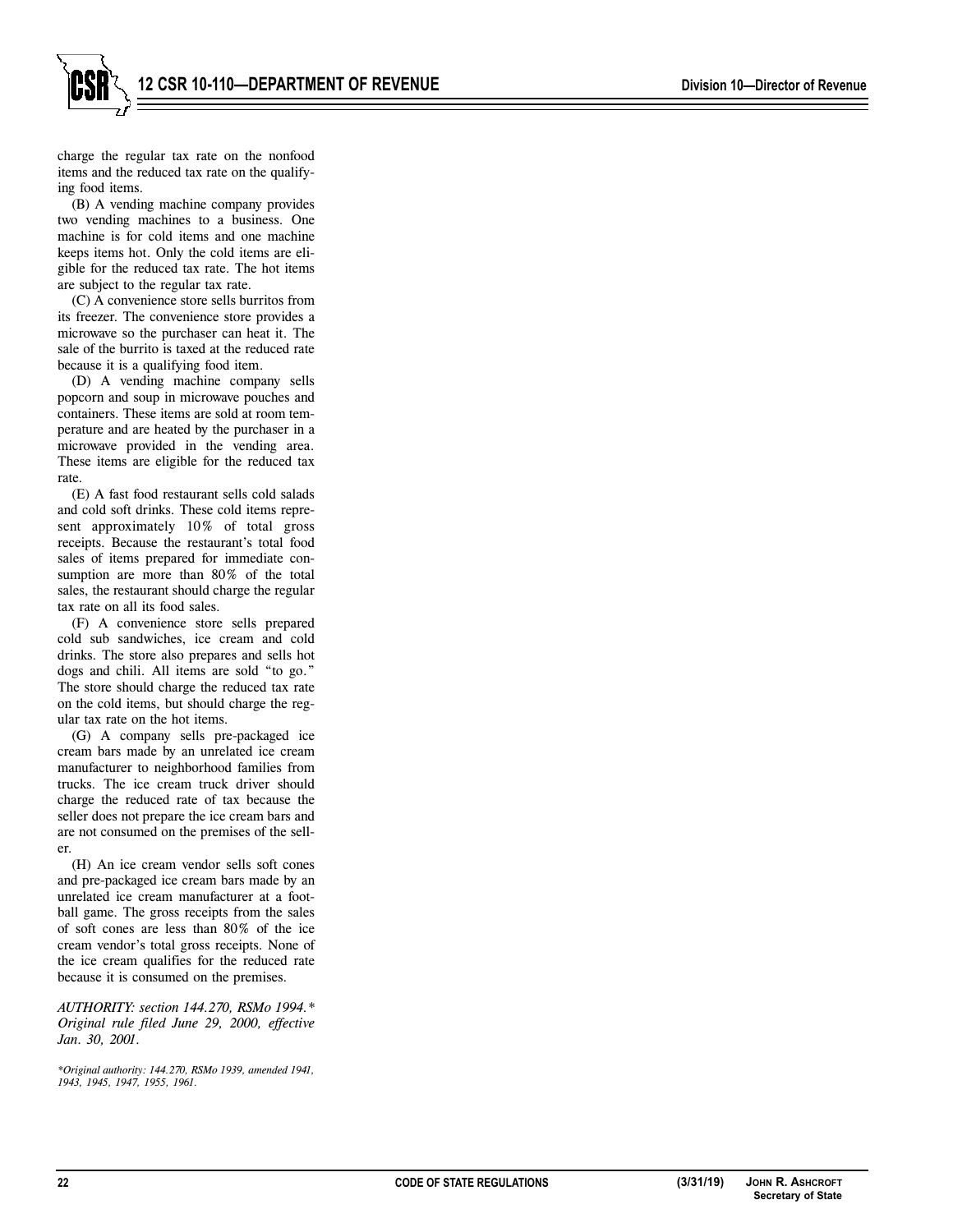charge the regular tax rate on the nonfood items and the reduced tax rate on the qualifying food items.

(B) A vending machine company provides two vending machines to a business. One machine is for cold items and one machine keeps items hot. Only the cold items are eligible for the reduced tax rate. The hot items are subject to the regular tax rate.

(C) A convenience store sells burritos from its freezer. The convenience store provides a microwave so the purchaser can heat it. The sale of the burrito is taxed at the reduced rate because it is a qualifying food item.

(D) A vending machine company sells popcorn and soup in microwave pouches and containers. These items are sold at room temperature and are heated by the purchaser in a microwave provided in the vending area. These items are eligible for the reduced tax rate.

(E) A fast food restaurant sells cold salads and cold soft drinks. These cold items represent approximately 10% of total gross receipts. Because the restaurant's total food sales of items prepared for immediate consumption are more than 80% of the total sales, the restaurant should charge the regular tax rate on all its food sales.

(F) A convenience store sells prepared cold sub sandwiches, ice cream and cold drinks. The store also prepares and sells hot dogs and chili. All items are sold "to go." The store should charge the reduced tax rate on the cold items, but should charge the regular tax rate on the hot items.

(G) A company sells pre-packaged ice cream bars made by an unrelated ice cream manufacturer to neighborhood families from trucks. The ice cream truck driver should charge the reduced rate of tax because the seller does not prepare the ice cream bars and are not consumed on the premises of the seller.

(H) An ice cream vendor sells soft cones and pre-packaged ice cream bars made by an unrelated ice cream manufacturer at a football game. The gross receipts from the sales of soft cones are less than 80% of the ice cream vendor's total gross receipts. None of the ice cream qualifies for the reduced rate because it is consumed on the premises.

*AUTHORITY: section 144.270, RSMo 1994.\* Original rule filed June 29, 2000, effective Jan. 30, 2001.*

*\*Original authority: 144.270, RSMo 1939, amended 1941, 1943, 1945, 1947, 1955, 1961.*